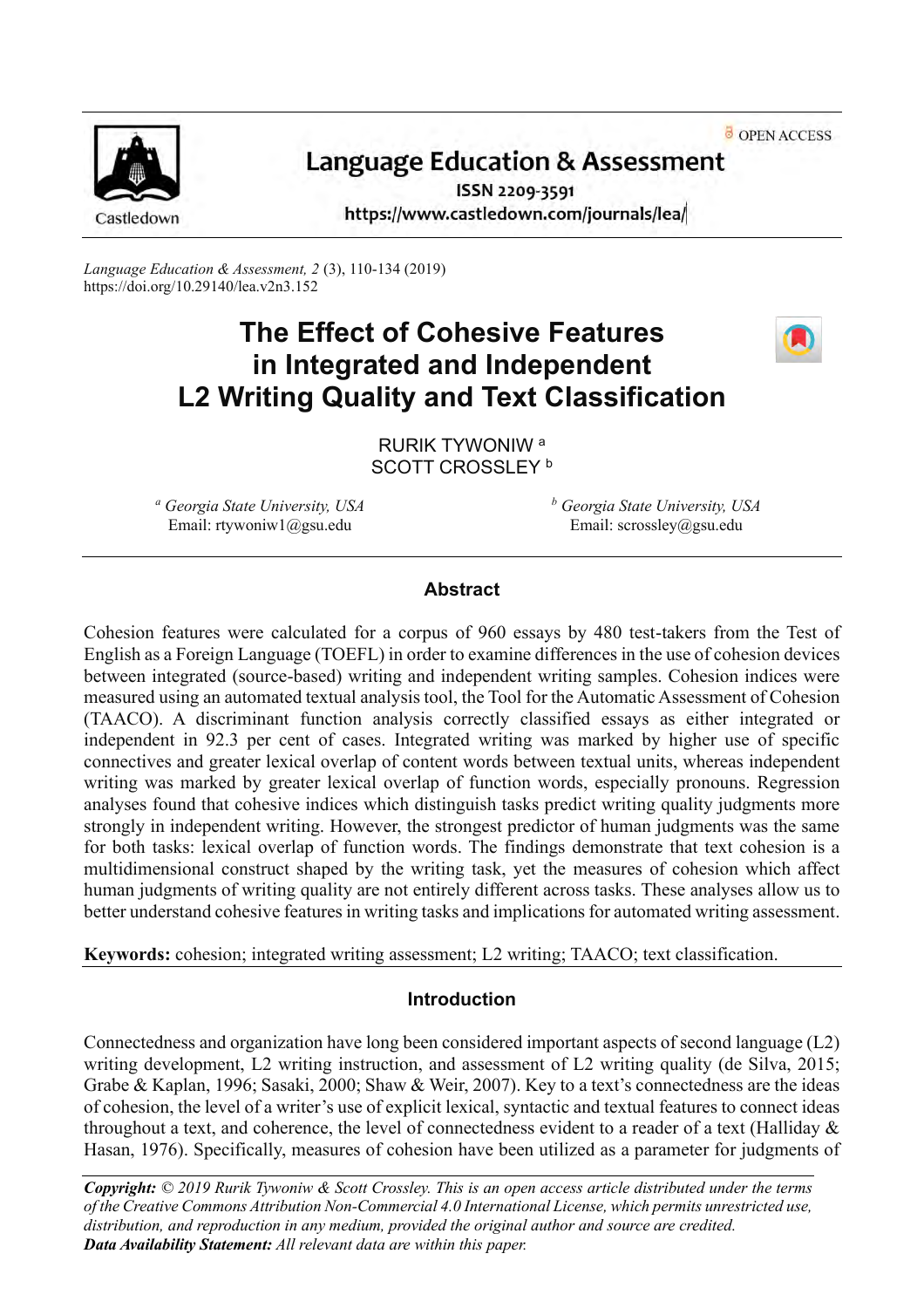Language Education & Assessment

ISSN 2209-3591

https://www.castledown.com/journals/lea/

*Language Education & Assessment, 2* (3), 110-134 (2019)
https://doi.org/10.29140/lea.v2n3.152

# The Effect of Cohesive Features in Integrated and Independent L2 Writing Quality and Text Classification

RURIK TYWONIW [a]
SCOTT CROSSLEY [b]

[a] *Georgia State University, USA*
Email: rtywoniw1@gsu.edu

[b] *Georgia State University, USA*
Email: scrossley@gsu.edu

## Abstract

Cohesion features were calculated for a corpus of 960 essays by 480 test-takers from the Test of English as a Foreign Language (TOEFL) in order to examine differences in the use of cohesion devices between integrated (source-based) writing and independent writing samples. Cohesion indices were measured using an automated textual analysis tool, the Tool for the Automatic Assessment of Cohesion (TAACO). A discriminant function analysis correctly classified essays as either integrated or independent in 92.3 per cent of cases. Integrated writing was marked by higher use of specific connectives and greater lexical overlap of content words between textual units, whereas independent writing was marked by greater lexical overlap of function words, especially pronouns. Regression analyses found that cohesive indices which distinguish tasks predict writing quality judgments more strongly in independent writing. However, the strongest predictor of human judgments was the same for both tasks: lexical overlap of function words. The findings demonstrate that text cohesion is a multidimensional construct shaped by the writing task, yet the measures of cohesion which affect human judgments of writing quality are not entirely different across tasks. These analyses allow us to better understand cohesive features in writing tasks and implications for automated writing assessment.

**Keywords:** cohesion; integrated writing assessment; L2 writing; TAACO; text classification.

## Introduction

Connectedness and organization have long been considered important aspects of second language (L2) writing development, L2 writing instruction, and assessment of L2 writing quality (de Silva, 2015; Grabe & Kaplan, 1996; Sasaki, 2000; Shaw & Weir, 2007). Key to a text's connectedness are the ideas of cohesion, the level of a writer's use of explicit lexical, syntactic and textual features to connect ideas throughout a text, and coherence, the level of connectedness evident to a reader of a text (Halliday & Hasan, 1976). Specifically, measures of cohesion have been utilized as a parameter for judgments of

***Copyright:*** *© 2019 Rurik Tywoniw & Scott Crossley. This is an open access article distributed under the terms of the Creative Commons Attribution Non-Commercial 4.0 International License, which permits unrestricted use, distribution, and reproduction in any medium, provided the original author and source are credited.*
***Data Availability Statement:*** *All relevant data are within this paper.*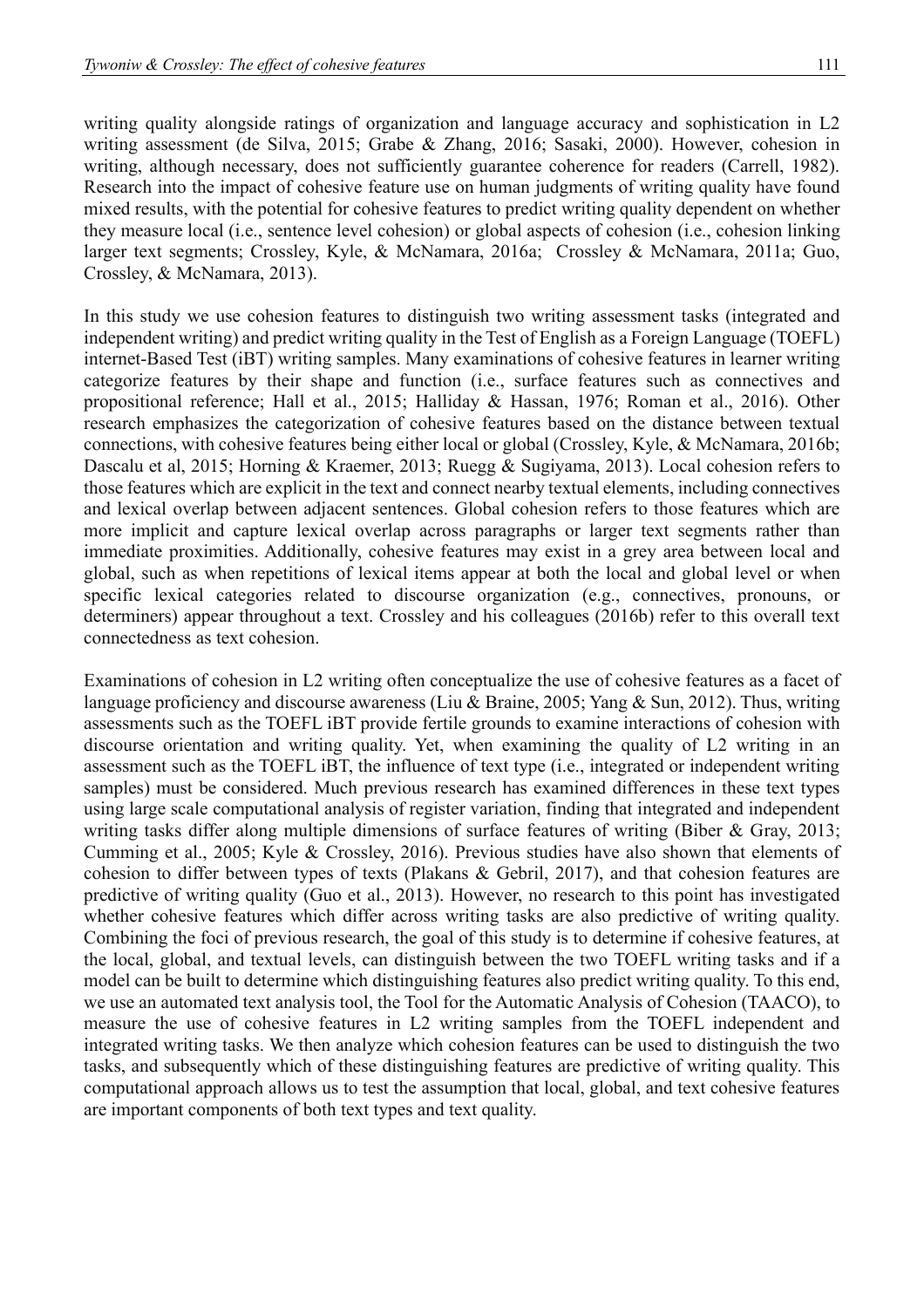writing quality alongside ratings of organization and language accuracy and sophistication in L2 writing assessment (de Silva, 2015; Grabe & Zhang, 2016; Sasaki, 2000). However, cohesion in writing, although necessary, does not sufficiently guarantee coherence for readers (Carrell, 1982). Research into the impact of cohesive feature use on human judgments of writing quality have found mixed results, with the potential for cohesive features to predict writing quality dependent on whether they measure local (i.e., sentence level cohesion) or global aspects of cohesion (i.e., cohesion linking larger text segments; Crossley, Kyle, & McNamara, 2016a; Crossley & McNamara, 2011a; Guo, Crossley, & McNamara, 2013).

In this study we use cohesion features to distinguish two writing assessment tasks (integrated and independent writing) and predict writing quality in the Test of English as a Foreign Language (TOEFL) internet-Based Test (iBT) writing samples. Many examinations of cohesive features in learner writing categorize features by their shape and function (i.e., surface features such as connectives and propositional reference; Hall et al., 2015; Halliday & Hassan, 1976; Roman et al., 2016). Other research emphasizes the categorization of cohesive features based on the distance between textual connections, with cohesive features being either local or global (Crossley, Kyle, & McNamara, 2016b; Dascalu et al, 2015; Horning & Kraemer, 2013; Ruegg & Sugiyama, 2013). Local cohesion refers to those features which are explicit in the text and connect nearby textual elements, including connectives and lexical overlap between adjacent sentences. Global cohesion refers to those features which are more implicit and capture lexical overlap across paragraphs or larger text segments rather than immediate proximities. Additionally, cohesive features may exist in a grey area between local and global, such as when repetitions of lexical items appear at both the local and global level or when specific lexical categories related to discourse organization (e.g., connectives, pronouns, or determiners) appear throughout a text. Crossley and his colleagues (2016b) refer to this overall text connectedness as text cohesion.

Examinations of cohesion in L2 writing often conceptualize the use of cohesive features as a facet of language proficiency and discourse awareness (Liu & Braine, 2005; Yang & Sun, 2012). Thus, writing assessments such as the TOEFL iBT provide fertile grounds to examine interactions of cohesion with discourse orientation and writing quality. Yet, when examining the quality of L2 writing in an assessment such as the TOEFL iBT, the influence of text type (i.e., integrated or independent writing samples) must be considered. Much previous research has examined differences in these text types using large scale computational analysis of register variation, finding that integrated and independent writing tasks differ along multiple dimensions of surface features of writing (Biber & Gray, 2013; Cumming et al., 2005; Kyle & Crossley, 2016). Previous studies have also shown that elements of cohesion to differ between types of texts (Plakans & Gebril, 2017), and that cohesion features are predictive of writing quality (Guo et al., 2013). However, no research to this point has investigated whether cohesive features which differ across writing tasks are also predictive of writing quality. Combining the foci of previous research, the goal of this study is to determine if cohesive features, at the local, global, and textual levels, can distinguish between the two TOEFL writing tasks and if a model can be built to determine which distinguishing features also predict writing quality. To this end, we use an automated text analysis tool, the Tool for the Automatic Analysis of Cohesion (TAACO), to measure the use of cohesive features in L2 writing samples from the TOEFL independent and integrated writing tasks. We then analyze which cohesion features can be used to distinguish the two tasks, and subsequently which of these distinguishing features are predictive of writing quality. This computational approach allows us to test the assumption that local, global, and text cohesive features are important components of both text types and text quality.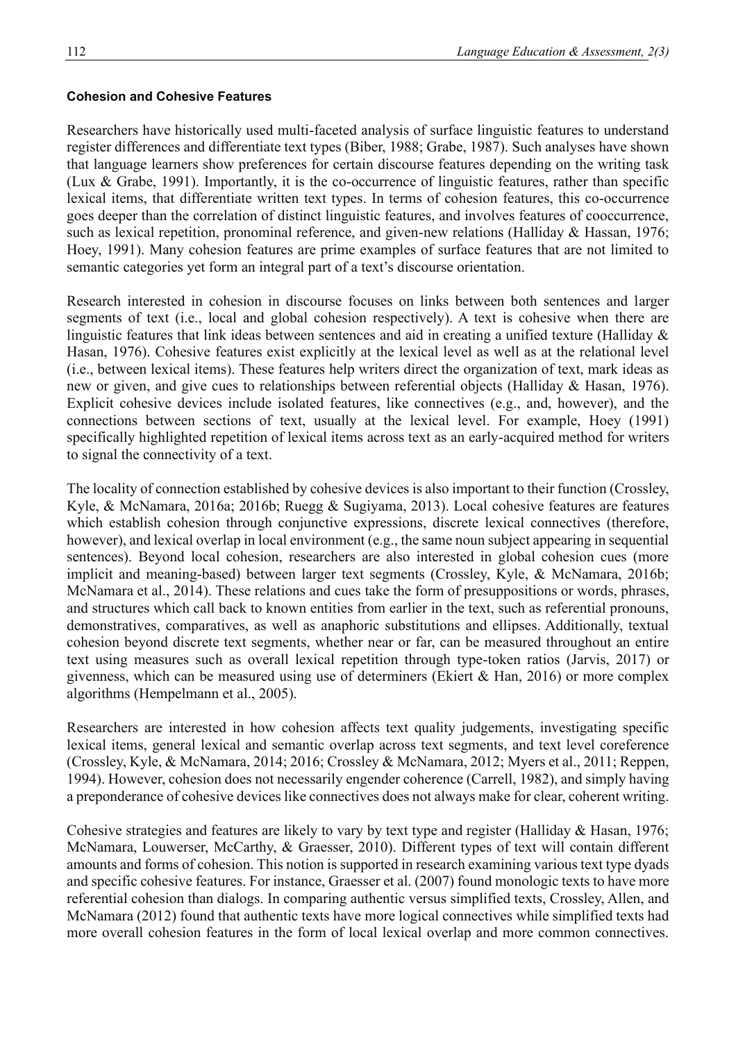#### Cohesion and Cohesive Features

Researchers have historically used multi-faceted analysis of surface linguistic features to understand register differences and differentiate text types (Biber, 1988; Grabe, 1987). Such analyses have shown that language learners show preferences for certain discourse features depending on the writing task (Lux & Grabe, 1991). Importantly, it is the co-occurrence of linguistic features, rather than specific lexical items, that differentiate written text types. In terms of cohesion features, this co-occurrence goes deeper than the correlation of distinct linguistic features, and involves features of cooccurrence, such as lexical repetition, pronominal reference, and given-new relations (Halliday & Hassan, 1976; Hoey, 1991). Many cohesion features are prime examples of surface features that are not limited to semantic categories yet form an integral part of a text's discourse orientation.

Research interested in cohesion in discourse focuses on links between both sentences and larger segments of text (i.e., local and global cohesion respectively). A text is cohesive when there are linguistic features that link ideas between sentences and aid in creating a unified texture (Halliday & Hasan, 1976). Cohesive features exist explicitly at the lexical level as well as at the relational level (i.e., between lexical items). These features help writers direct the organization of text, mark ideas as new or given, and give cues to relationships between referential objects (Halliday & Hasan, 1976). Explicit cohesive devices include isolated features, like connectives (e.g., and, however), and the connections between sections of text, usually at the lexical level. For example, Hoey (1991) specifically highlighted repetition of lexical items across text as an early-acquired method for writers to signal the connectivity of a text.

The locality of connection established by cohesive devices is also important to their function (Crossley, Kyle, & McNamara, 2016a; 2016b; Ruegg & Sugiyama, 2013). Local cohesive features are features which establish cohesion through conjunctive expressions, discrete lexical connectives (therefore, however), and lexical overlap in local environment (e.g., the same noun subject appearing in sequential sentences). Beyond local cohesion, researchers are also interested in global cohesion cues (more implicit and meaning-based) between larger text segments (Crossley, Kyle, & McNamara, 2016b; McNamara et al., 2014). These relations and cues take the form of presuppositions or words, phrases, and structures which call back to known entities from earlier in the text, such as referential pronouns, demonstratives, comparatives, as well as anaphoric substitutions and ellipses. Additionally, textual cohesion beyond discrete text segments, whether near or far, can be measured throughout an entire text using measures such as overall lexical repetition through type-token ratios (Jarvis, 2017) or givenness, which can be measured using use of determiners (Ekiert & Han, 2016) or more complex algorithms (Hempelmann et al., 2005).

Researchers are interested in how cohesion affects text quality judgements, investigating specific lexical items, general lexical and semantic overlap across text segments, and text level coreference (Crossley, Kyle, & McNamara, 2014; 2016; Crossley & McNamara, 2012; Myers et al., 2011; Reppen, 1994). However, cohesion does not necessarily engender coherence (Carrell, 1982), and simply having a preponderance of cohesive devices like connectives does not always make for clear, coherent writing.

Cohesive strategies and features are likely to vary by text type and register (Halliday & Hasan, 1976; McNamara, Louwerser, McCarthy, & Graesser, 2010). Different types of text will contain different amounts and forms of cohesion. This notion is supported in research examining various text type dyads and specific cohesive features. For instance, Graesser et al. (2007) found monologic texts to have more referential cohesion than dialogs. In comparing authentic versus simplified texts, Crossley, Allen, and McNamara (2012) found that authentic texts have more logical connectives while simplified texts had more overall cohesion features in the form of local lexical overlap and more common connectives.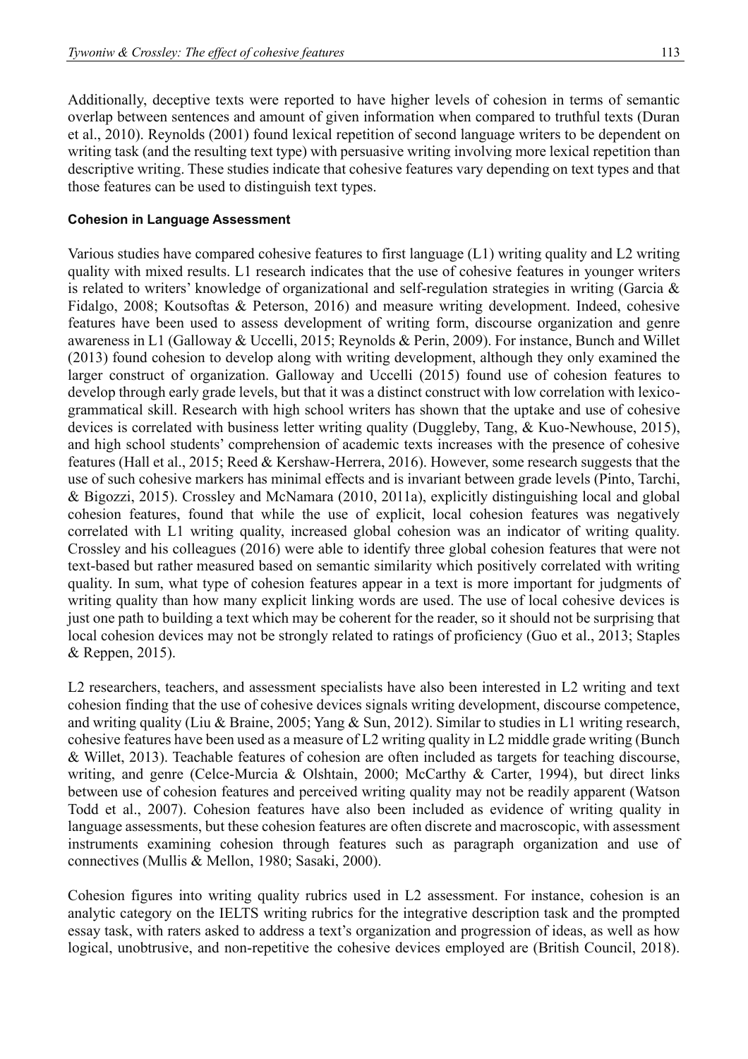Additionally, deceptive texts were reported to have higher levels of cohesion in terms of semantic overlap between sentences and amount of given information when compared to truthful texts (Duran et al., 2010). Reynolds (2001) found lexical repetition of second language writers to be dependent on writing task (and the resulting text type) with persuasive writing involving more lexical repetition than descriptive writing. These studies indicate that cohesive features vary depending on text types and that those features can be used to distinguish text types.

### Cohesion in Language Assessment

Various studies have compared cohesive features to first language (L1) writing quality and L2 writing quality with mixed results. L1 research indicates that the use of cohesive features in younger writers is related to writers' knowledge of organizational and self-regulation strategies in writing (Garcia & Fidalgo, 2008; Koutsoftas & Peterson, 2016) and measure writing development. Indeed, cohesive features have been used to assess development of writing form, discourse organization and genre awareness in L1 (Galloway & Uccelli, 2015; Reynolds & Perin, 2009). For instance, Bunch and Willet (2013) found cohesion to develop along with writing development, although they only examined the larger construct of organization. Galloway and Uccelli (2015) found use of cohesion features to develop through early grade levels, but that it was a distinct construct with low correlation with lexico-grammatical skill. Research with high school writers has shown that the uptake and use of cohesive devices is correlated with business letter writing quality (Duggleby, Tang, & Kuo-Newhouse, 2015), and high school students' comprehension of academic texts increases with the presence of cohesive features (Hall et al., 2015; Reed & Kershaw-Herrera, 2016). However, some research suggests that the use of such cohesive markers has minimal effects and is invariant between grade levels (Pinto, Tarchi, & Bigozzi, 2015). Crossley and McNamara (2010, 2011a), explicitly distinguishing local and global cohesion features, found that while the use of explicit, local cohesion features was negatively correlated with L1 writing quality, increased global cohesion was an indicator of writing quality. Crossley and his colleagues (2016) were able to identify three global cohesion features that were not text-based but rather measured based on semantic similarity which positively correlated with writing quality. In sum, what type of cohesion features appear in a text is more important for judgments of writing quality than how many explicit linking words are used. The use of local cohesive devices is just one path to building a text which may be coherent for the reader, so it should not be surprising that local cohesion devices may not be strongly related to ratings of proficiency (Guo et al., 2013; Staples & Reppen, 2015).

L2 researchers, teachers, and assessment specialists have also been interested in L2 writing and text cohesion finding that the use of cohesive devices signals writing development, discourse competence, and writing quality (Liu & Braine, 2005; Yang & Sun, 2012). Similar to studies in L1 writing research, cohesive features have been used as a measure of L2 writing quality in L2 middle grade writing (Bunch & Willet, 2013). Teachable features of cohesion are often included as targets for teaching discourse, writing, and genre (Celce-Murcia & Olshtain, 2000; McCarthy & Carter, 1994), but direct links between use of cohesion features and perceived writing quality may not be readily apparent (Watson Todd et al., 2007). Cohesion features have also been included as evidence of writing quality in language assessments, but these cohesion features are often discrete and macroscopic, with assessment instruments examining cohesion through features such as paragraph organization and use of connectives (Mullis & Mellon, 1980; Sasaki, 2000).

Cohesion figures into writing quality rubrics used in L2 assessment. For instance, cohesion is an analytic category on the IELTS writing rubrics for the integrative description task and the prompted essay task, with raters asked to address a text's organization and progression of ideas, as well as how logical, unobtrusive, and non-repetitive the cohesive devices employed are (British Council, 2018).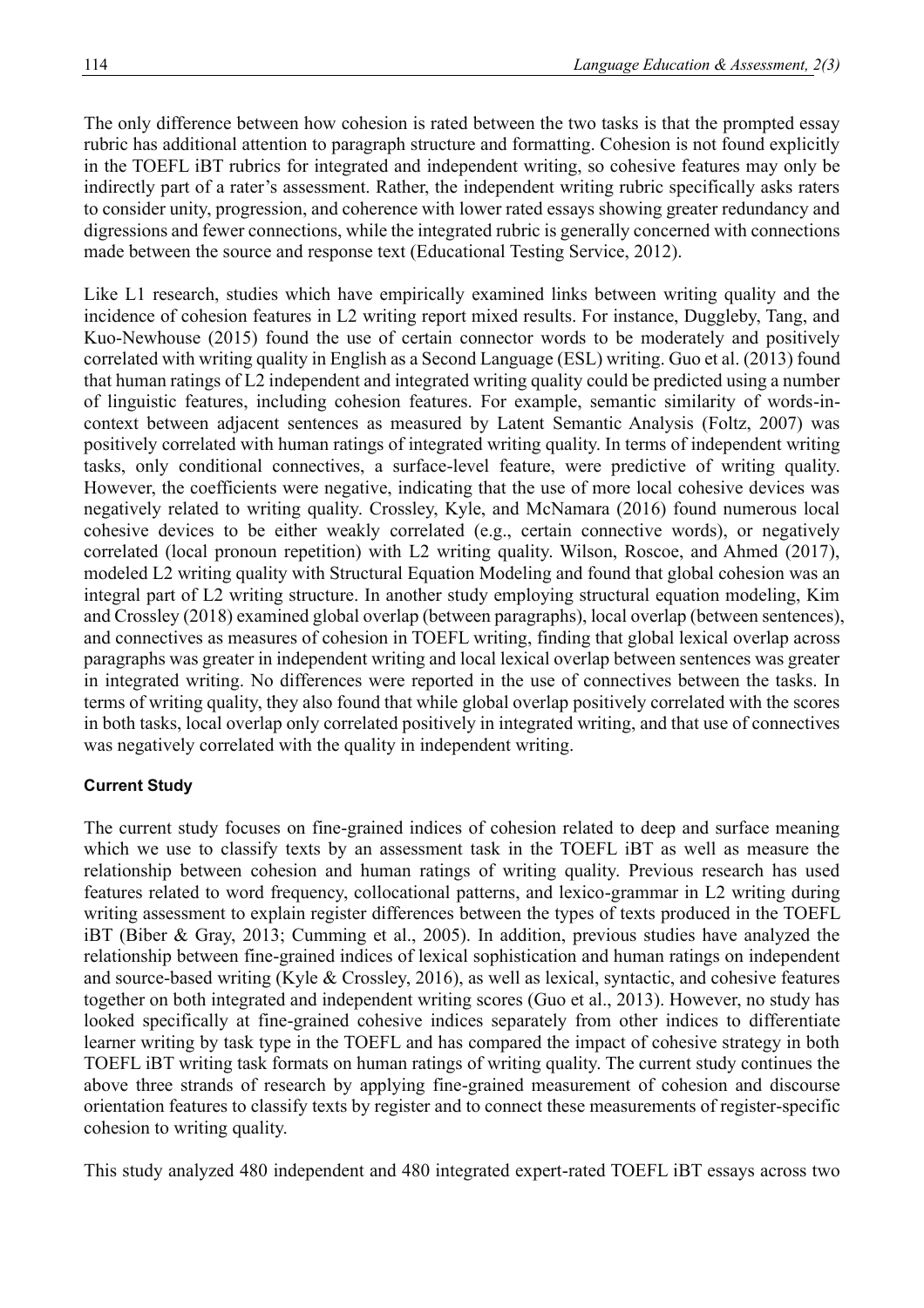The only difference between how cohesion is rated between the two tasks is that the prompted essay rubric has additional attention to paragraph structure and formatting. Cohesion is not found explicitly in the TOEFL iBT rubrics for integrated and independent writing, so cohesive features may only be indirectly part of a rater's assessment. Rather, the independent writing rubric specifically asks raters to consider unity, progression, and coherence with lower rated essays showing greater redundancy and digressions and fewer connections, while the integrated rubric is generally concerned with connections made between the source and response text (Educational Testing Service, 2012).

Like L1 research, studies which have empirically examined links between writing quality and the incidence of cohesion features in L2 writing report mixed results. For instance, Duggleby, Tang, and Kuo-Newhouse (2015) found the use of certain connector words to be moderately and positively correlated with writing quality in English as a Second Language (ESL) writing. Guo et al. (2013) found that human ratings of L2 independent and integrated writing quality could be predicted using a number of linguistic features, including cohesion features. For example, semantic similarity of words-in-context between adjacent sentences as measured by Latent Semantic Analysis (Foltz, 2007) was positively correlated with human ratings of integrated writing quality. In terms of independent writing tasks, only conditional connectives, a surface-level feature, were predictive of writing quality. However, the coefficients were negative, indicating that the use of more local cohesive devices was negatively related to writing quality. Crossley, Kyle, and McNamara (2016) found numerous local cohesive devices to be either weakly correlated (e.g., certain connective words), or negatively correlated (local pronoun repetition) with L2 writing quality. Wilson, Roscoe, and Ahmed (2017), modeled L2 writing quality with Structural Equation Modeling and found that global cohesion was an integral part of L2 writing structure. In another study employing structural equation modeling, Kim and Crossley (2018) examined global overlap (between paragraphs), local overlap (between sentences), and connectives as measures of cohesion in TOEFL writing, finding that global lexical overlap across paragraphs was greater in independent writing and local lexical overlap between sentences was greater in integrated writing. No differences were reported in the use of connectives between the tasks. In terms of writing quality, they also found that while global overlap positively correlated with the scores in both tasks, local overlap only correlated positively in integrated writing, and that use of connectives was negatively correlated with the quality in independent writing.

### Current Study

The current study focuses on fine-grained indices of cohesion related to deep and surface meaning which we use to classify texts by an assessment task in the TOEFL iBT as well as measure the relationship between cohesion and human ratings of writing quality. Previous research has used features related to word frequency, collocational patterns, and lexico-grammar in L2 writing during writing assessment to explain register differences between the types of texts produced in the TOEFL iBT (Biber & Gray, 2013; Cumming et al., 2005). In addition, previous studies have analyzed the relationship between fine-grained indices of lexical sophistication and human ratings on independent and source-based writing (Kyle & Crossley, 2016), as well as lexical, syntactic, and cohesive features together on both integrated and independent writing scores (Guo et al., 2013). However, no study has looked specifically at fine-grained cohesive indices separately from other indices to differentiate learner writing by task type in the TOEFL and has compared the impact of cohesive strategy in both TOEFL iBT writing task formats on human ratings of writing quality. The current study continues the above three strands of research by applying fine-grained measurement of cohesion and discourse orientation features to classify texts by register and to connect these measurements of register-specific cohesion to writing quality.

This study analyzed 480 independent and 480 integrated expert-rated TOEFL iBT essays across two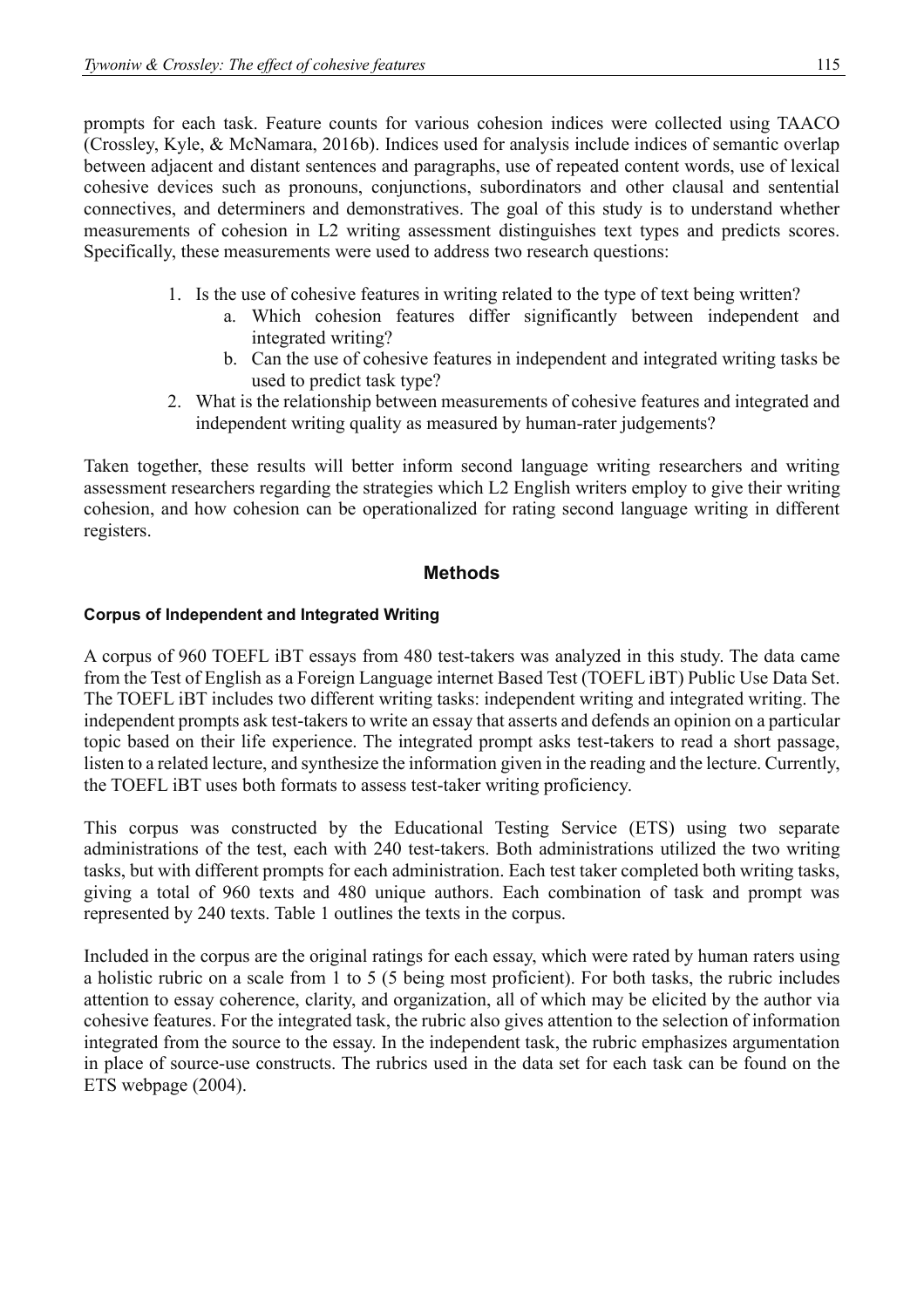prompts for each task. Feature counts for various cohesion indices were collected using TAACO (Crossley, Kyle, & McNamara, 2016b). Indices used for analysis include indices of semantic overlap between adjacent and distant sentences and paragraphs, use of repeated content words, use of lexical cohesive devices such as pronouns, conjunctions, subordinators and other clausal and sentential connectives, and determiners and demonstratives. The goal of this study is to understand whether measurements of cohesion in L2 writing assessment distinguishes text types and predicts scores. Specifically, these measurements were used to address two research questions:

1. Is the use of cohesive features in writing related to the type of text being written?
    a. Which cohesion features differ significantly between independent and integrated writing?
    b. Can the use of cohesive features in independent and integrated writing tasks be used to predict task type?
2. What is the relationship between measurements of cohesive features and integrated and independent writing quality as measured by human-rater judgements?

Taken together, these results will better inform second language writing researchers and writing assessment researchers regarding the strategies which L2 English writers employ to give their writing cohesion, and how cohesion can be operationalized for rating second language writing in different registers.

## Methods

### Corpus of Independent and Integrated Writing

A corpus of 960 TOEFL iBT essays from 480 test-takers was analyzed in this study. The data came from the Test of English as a Foreign Language internet Based Test (TOEFL iBT) Public Use Data Set. The TOEFL iBT includes two different writing tasks: independent writing and integrated writing. The independent prompts ask test-takers to write an essay that asserts and defends an opinion on a particular topic based on their life experience. The integrated prompt asks test-takers to read a short passage, listen to a related lecture, and synthesize the information given in the reading and the lecture. Currently, the TOEFL iBT uses both formats to assess test-taker writing proficiency.

This corpus was constructed by the Educational Testing Service (ETS) using two separate administrations of the test, each with 240 test-takers. Both administrations utilized the two writing tasks, but with different prompts for each administration. Each test taker completed both writing tasks, giving a total of 960 texts and 480 unique authors. Each combination of task and prompt was represented by 240 texts. Table 1 outlines the texts in the corpus.

Included in the corpus are the original ratings for each essay, which were rated by human raters using a holistic rubric on a scale from 1 to 5 (5 being most proficient). For both tasks, the rubric includes attention to essay coherence, clarity, and organization, all of which may be elicited by the author via cohesive features. For the integrated task, the rubric also gives attention to the selection of information integrated from the source to the essay. In the independent task, the rubric emphasizes argumentation in place of source-use constructs. The rubrics used in the data set for each task can be found on the ETS webpage (2004).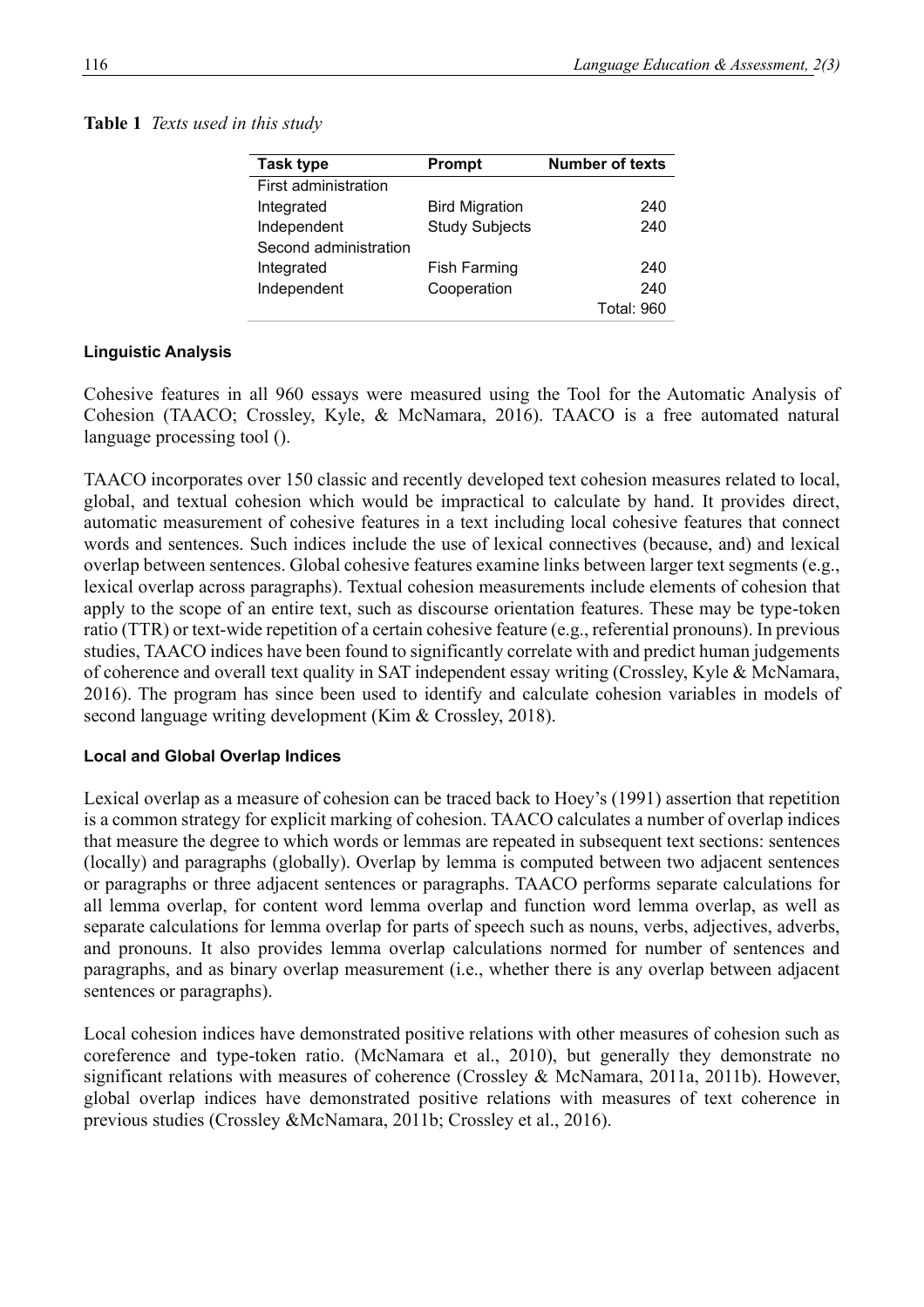**Table 1** *Texts used in this study*

| Task type | Prompt | Number of texts |
|---|---|---|
| First administration | | |
| Integrated | Bird Migration | 240 |
| Independent | Study Subjects | 240 |
| Second administration | | |
| Integrated | Fish Farming | 240 |
| Independent | Cooperation | 240 |
| | | Total: 960 |

#### Linguistic Analysis

Cohesive features in all 960 essays were measured using the Tool for the Automatic Analysis of Cohesion (TAACO; Crossley, Kyle, & McNamara, 2016). TAACO is a free automated natural language processing tool ().

TAACO incorporates over 150 classic and recently developed text cohesion measures related to local, global, and textual cohesion which would be impractical to calculate by hand. It provides direct, automatic measurement of cohesive features in a text including local cohesive features that connect words and sentences. Such indices include the use of lexical connectives (because, and) and lexical overlap between sentences. Global cohesive features examine links between larger text segments (e.g., lexical overlap across paragraphs). Textual cohesion measurements include elements of cohesion that apply to the scope of an entire text, such as discourse orientation features. These may be type-token ratio (TTR) or text-wide repetition of a certain cohesive feature (e.g., referential pronouns). In previous studies, TAACO indices have been found to significantly correlate with and predict human judgements of coherence and overall text quality in SAT independent essay writing (Crossley, Kyle & McNamara, 2016). The program has since been used to identify and calculate cohesion variables in models of second language writing development (Kim & Crossley, 2018).

#### Local and Global Overlap Indices

Lexical overlap as a measure of cohesion can be traced back to Hoey's (1991) assertion that repetition is a common strategy for explicit marking of cohesion. TAACO calculates a number of overlap indices that measure the degree to which words or lemmas are repeated in subsequent text sections: sentences (locally) and paragraphs (globally). Overlap by lemma is computed between two adjacent sentences or paragraphs or three adjacent sentences or paragraphs. TAACO performs separate calculations for all lemma overlap, for content word lemma overlap and function word lemma overlap, as well as separate calculations for lemma overlap for parts of speech such as nouns, verbs, adjectives, adverbs, and pronouns. It also provides lemma overlap calculations normed for number of sentences and paragraphs, and as binary overlap measurement (i.e., whether there is any overlap between adjacent sentences or paragraphs).

Local cohesion indices have demonstrated positive relations with other measures of cohesion such as coreference and type-token ratio. (McNamara et al., 2010), but generally they demonstrate no significant relations with measures of coherence (Crossley & McNamara, 2011a, 2011b). However, global overlap indices have demonstrated positive relations with measures of text coherence in previous studies (Crossley &McNamara, 2011b; Crossley et al., 2016).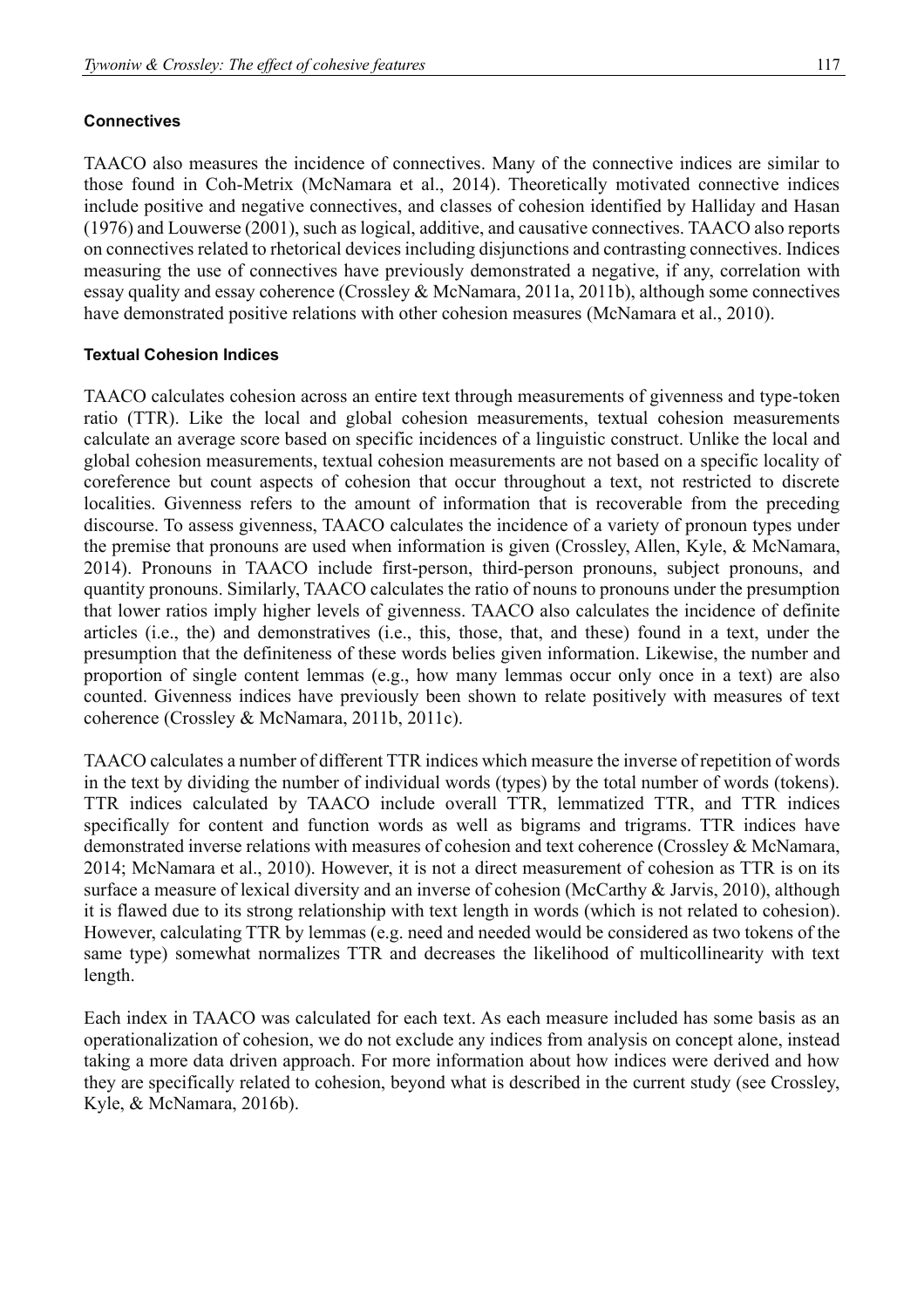### Connectives

TAACO also measures the incidence of connectives. Many of the connective indices are similar to those found in Coh-Metrix (McNamara et al., 2014). Theoretically motivated connective indices include positive and negative connectives, and classes of cohesion identified by Halliday and Hasan (1976) and Louwerse (2001), such as logical, additive, and causative connectives. TAACO also reports on connectives related to rhetorical devices including disjunctions and contrasting connectives. Indices measuring the use of connectives have previously demonstrated a negative, if any, correlation with essay quality and essay coherence (Crossley & McNamara, 2011a, 2011b), although some connectives have demonstrated positive relations with other cohesion measures (McNamara et al., 2010).

### Textual Cohesion Indices

TAACO calculates cohesion across an entire text through measurements of givenness and type-token ratio (TTR). Like the local and global cohesion measurements, textual cohesion measurements calculate an average score based on specific incidences of a linguistic construct. Unlike the local and global cohesion measurements, textual cohesion measurements are not based on a specific locality of coreference but count aspects of cohesion that occur throughout a text, not restricted to discrete localities. Givenness refers to the amount of information that is recoverable from the preceding discourse. To assess givenness, TAACO calculates the incidence of a variety of pronoun types under the premise that pronouns are used when information is given (Crossley, Allen, Kyle, & McNamara, 2014). Pronouns in TAACO include first-person, third-person pronouns, subject pronouns, and quantity pronouns. Similarly, TAACO calculates the ratio of nouns to pronouns under the presumption that lower ratios imply higher levels of givenness. TAACO also calculates the incidence of definite articles (i.e., the) and demonstratives (i.e., this, those, that, and these) found in a text, under the presumption that the definiteness of these words belies given information. Likewise, the number and proportion of single content lemmas (e.g., how many lemmas occur only once in a text) are also counted. Givenness indices have previously been shown to relate positively with measures of text coherence (Crossley & McNamara, 2011b, 2011c).

TAACO calculates a number of different TTR indices which measure the inverse of repetition of words in the text by dividing the number of individual words (types) by the total number of words (tokens). TTR indices calculated by TAACO include overall TTR, lemmatized TTR, and TTR indices specifically for content and function words as well as bigrams and trigrams. TTR indices have demonstrated inverse relations with measures of cohesion and text coherence (Crossley & McNamara, 2014; McNamara et al., 2010). However, it is not a direct measurement of cohesion as TTR is on its surface a measure of lexical diversity and an inverse of cohesion (McCarthy & Jarvis, 2010), although it is flawed due to its strong relationship with text length in words (which is not related to cohesion). However, calculating TTR by lemmas (e.g. need and needed would be considered as two tokens of the same type) somewhat normalizes TTR and decreases the likelihood of multicollinearity with text length.

Each index in TAACO was calculated for each text. As each measure included has some basis as an operationalization of cohesion, we do not exclude any indices from analysis on concept alone, instead taking a more data driven approach. For more information about how indices were derived and how they are specifically related to cohesion, beyond what is described in the current study (see Crossley, Kyle, & McNamara, 2016b).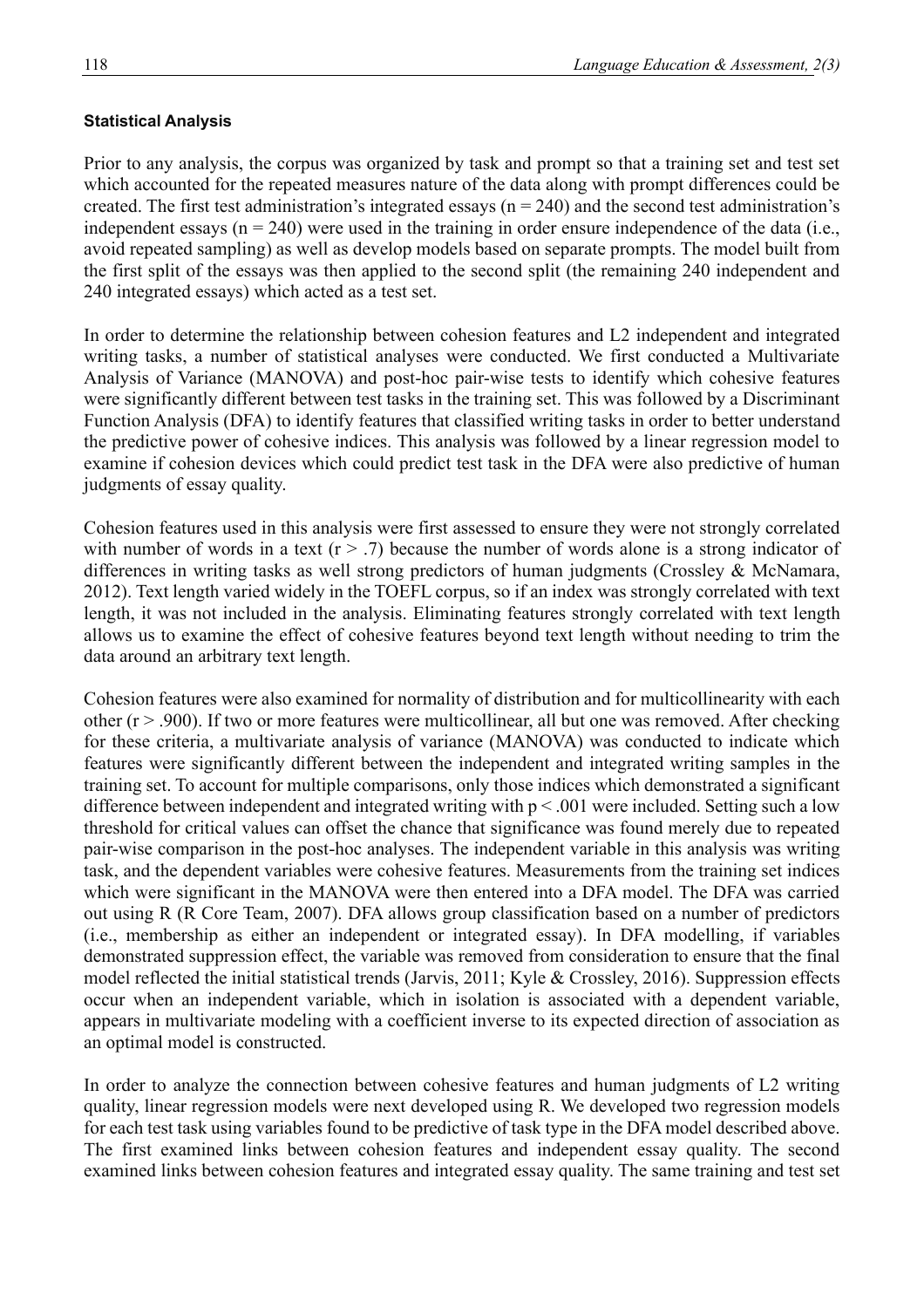### Statistical Analysis

Prior to any analysis, the corpus was organized by task and prompt so that a training set and test set which accounted for the repeated measures nature of the data along with prompt differences could be created. The first test administration's integrated essays ($n = 240$) and the second test administration's independent essays ($n = 240$) were used in the training in order ensure independence of the data (i.e., avoid repeated sampling) as well as develop models based on separate prompts. The model built from the first split of the essays was then applied to the second split (the remaining 240 independent and 240 integrated essays) which acted as a test set.

In order to determine the relationship between cohesion features and L2 independent and integrated writing tasks, a number of statistical analyses were conducted. We first conducted a Multivariate Analysis of Variance (MANOVA) and post-hoc pair-wise tests to identify which cohesive features were significantly different between test tasks in the training set. This was followed by a Discriminant Function Analysis (DFA) to identify features that classified writing tasks in order to better understand the predictive power of cohesive indices. This analysis was followed by a linear regression model to examine if cohesion devices which could predict test task in the DFA were also predictive of human judgments of essay quality.

Cohesion features used in this analysis were first assessed to ensure they were not strongly correlated with number of words in a text ($r > .7$) because the number of words alone is a strong indicator of differences in writing tasks as well strong predictors of human judgments (Crossley & McNamara, 2012). Text length varied widely in the TOEFL corpus, so if an index was strongly correlated with text length, it was not included in the analysis. Eliminating features strongly correlated with text length allows us to examine the effect of cohesive features beyond text length without needing to trim the data around an arbitrary text length.

Cohesion features were also examined for normality of distribution and for multicollinearity with each other ($r > .900$). If two or more features were multicollinear, all but one was removed. After checking for these criteria, a multivariate analysis of variance (MANOVA) was conducted to indicate which features were significantly different between the independent and integrated writing samples in the training set. To account for multiple comparisons, only those indices which demonstrated a significant difference between independent and integrated writing with $p < .001$ were included. Setting such a low threshold for critical values can offset the chance that significance was found merely due to repeated pair-wise comparison in the post-hoc analyses. The independent variable in this analysis was writing task, and the dependent variables were cohesive features. Measurements from the training set indices which were significant in the MANOVA were then entered into a DFA model. The DFA was carried out using R (R Core Team, 2007). DFA allows group classification based on a number of predictors (i.e., membership as either an independent or integrated essay). In DFA modelling, if variables demonstrated suppression effect, the variable was removed from consideration to ensure that the final model reflected the initial statistical trends (Jarvis, 2011; Kyle & Crossley, 2016). Suppression effects occur when an independent variable, which in isolation is associated with a dependent variable, appears in multivariate modeling with a coefficient inverse to its expected direction of association as an optimal model is constructed.

In order to analyze the connection between cohesive features and human judgments of L2 writing quality, linear regression models were next developed using R. We developed two regression models for each test task using variables found to be predictive of task type in the DFA model described above. The first examined links between cohesion features and independent essay quality. The second examined links between cohesion features and integrated essay quality. The same training and test set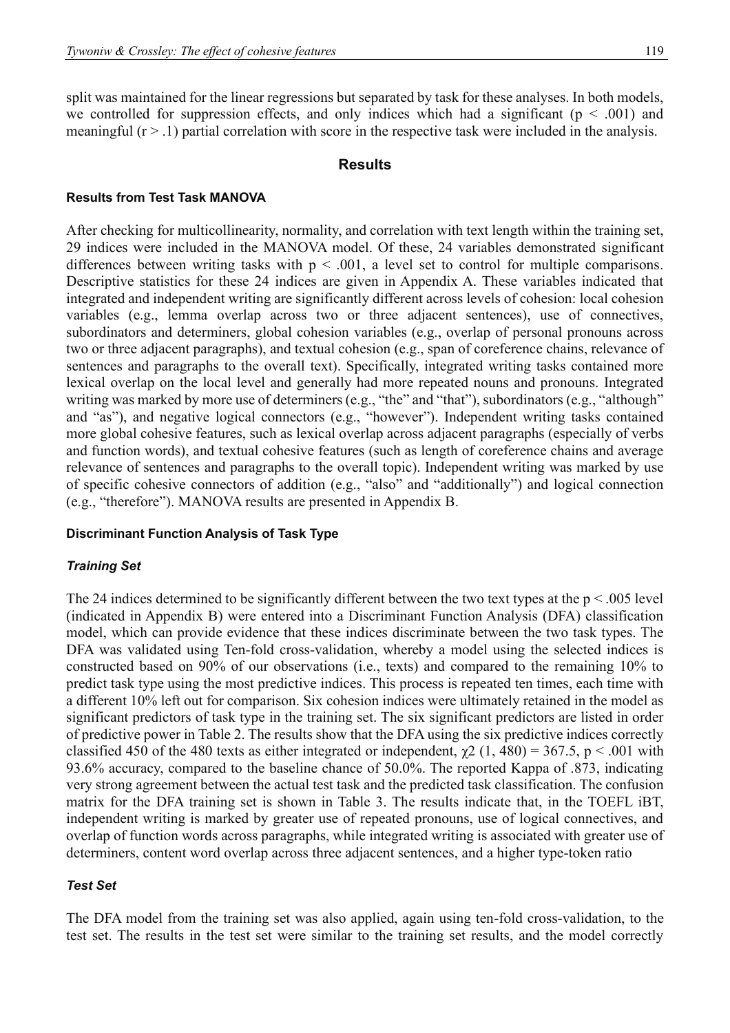split was maintained for the linear regressions but separated by task for these analyses. In both models, we controlled for suppression effects, and only indices which had a significant ($p < .001$) and meaningful ($r > .1$) partial correlation with score in the respective task were included in the analysis.

## Results

### Results from Test Task MANOVA

After checking for multicollinearity, normality, and correlation with text length within the training set, 29 indices were included in the MANOVA model. Of these, 24 variables demonstrated significant differences between writing tasks with $p < .001$, a level set to control for multiple comparisons. Descriptive statistics for these 24 indices are given in Appendix A. These variables indicated that integrated and independent writing are significantly different across levels of cohesion: local cohesion variables (e.g., lemma overlap across two or three adjacent sentences), use of connectives, subordinators and determiners, global cohesion variables (e.g., overlap of personal pronouns across two or three adjacent paragraphs), and textual cohesion (e.g., span of coreference chains, relevance of sentences and paragraphs to the overall text). Specifically, integrated writing tasks contained more lexical overlap on the local level and generally had more repeated nouns and pronouns. Integrated writing was marked by more use of determiners (e.g., "the" and "that"), subordinators (e.g., "although" and "as"), and negative logical connectors (e.g., "however"). Independent writing tasks contained more global cohesive features, such as lexical overlap across adjacent paragraphs (especially of verbs and function words), and textual cohesive features (such as length of coreference chains and average relevance of sentences and paragraphs to the overall topic). Independent writing was marked by use of specific cohesive connectors of addition (e.g., "also" and "additionally") and logical connection (e.g., "therefore"). MANOVA results are presented in Appendix B.

### Discriminant Function Analysis of Task Type

#### *Training Set*

The 24 indices determined to be significantly different between the two text types at the $p < .005$ level (indicated in Appendix B) were entered into a Discriminant Function Analysis (DFA) classification model, which can provide evidence that these indices discriminate between the two task types. The DFA was validated using Ten-fold cross-validation, whereby a model using the selected indices is constructed based on 90% of our observations (i.e., texts) and compared to the remaining 10% to predict task type using the most predictive indices. This process is repeated ten times, each time with a different 10% left out for comparison. Six cohesion indices were ultimately retained in the model as significant predictors of task type in the training set. The six significant predictors are listed in order of predictive power in Table 2. The results show that the DFA using the six predictive indices correctly classified 450 of the 480 texts as either integrated or independent, $\chi2$ $(1, 480) = 367.5$, $p < .001$ with 93.6% accuracy, compared to the baseline chance of 50.0%. The reported Kappa of .873, indicating very strong agreement between the actual test task and the predicted task classification. The confusion matrix for the DFA training set is shown in Table 3. The results indicate that, in the TOEFL iBT, independent writing is marked by greater use of repeated pronouns, use of logical connectives, and overlap of function words across paragraphs, while integrated writing is associated with greater use of determiners, content word overlap across three adjacent sentences, and a higher type-token ratio

#### *Test Set*

The DFA model from the training set was also applied, again using ten-fold cross-validation, to the test set. The results in the test set were similar to the training set results, and the model correctly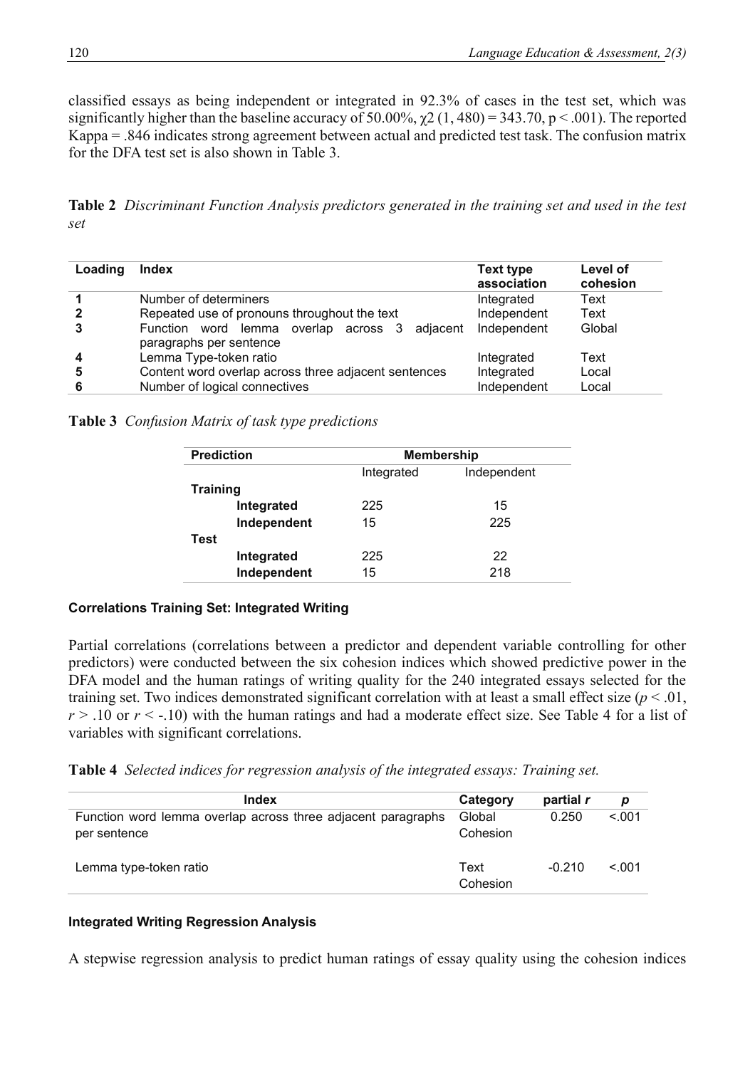classified essays as being independent or integrated in 92.3% of cases in the test set, which was significantly higher than the baseline accuracy of 50.00%, $\chi2\ (1, 480) = 343.70$, $p < .001$). The reported Kappa = .846 indicates strong agreement between actual and predicted test task. The confusion matrix for the DFA test set is also shown in Table 3.

**Table 2** *Discriminant Function Analysis predictors generated in the training set and used in the test set*

| Loading | Index | Text type association | Level of cohesion |
|---|---|---|---|
| **1** | Number of determiners | Integrated | Text |
| **2** | Repeated use of pronouns throughout the text | Independent | Text |
| **3** | Function word lemma overlap across 3 adjacent paragraphs per sentence | Independent | Global |
| **4** | Lemma Type-token ratio | Integrated | Text |
| **5** | Content word overlap across three adjacent sentences | Integrated | Local |
| **6** | Number of logical connectives | Independent | Local |

**Table 3** *Confusion Matrix of task type predictions*

| Prediction | Membership | |
|---|---|---|
| | Integrated | Independent |
| **Training** | | |
| **Integrated** | 225 | 15 |
| **Independent** | 15 | 225 |
| **Test** | | |
| **Integrated** | 225 | 22 |
| **Independent** | 15 | 218 |

#### Correlations Training Set: Integrated Writing

Partial correlations (correlations between a predictor and dependent variable controlling for other predictors) were conducted between the six cohesion indices which showed predictive power in the DFA model and the human ratings of writing quality for the 240 integrated essays selected for the training set. Two indices demonstrated significant correlation with at least a small effect size ($p < .01$, $r > .10$ or $r < -.10$) with the human ratings and had a moderate effect size. See Table 4 for a list of variables with significant correlations.

**Table 4** *Selected indices for regression analysis of the integrated essays: Training set.*

| Index | Category | partial *r* | *p* |
|---|---|---|---|
| Function word lemma overlap across three adjacent paragraphs per sentence | Global Cohesion | 0.250 | <.001 |
| Lemma type-token ratio | Text Cohesion | -0.210 | <.001 |

#### Integrated Writing Regression Analysis

A stepwise regression analysis to predict human ratings of essay quality using the cohesion indices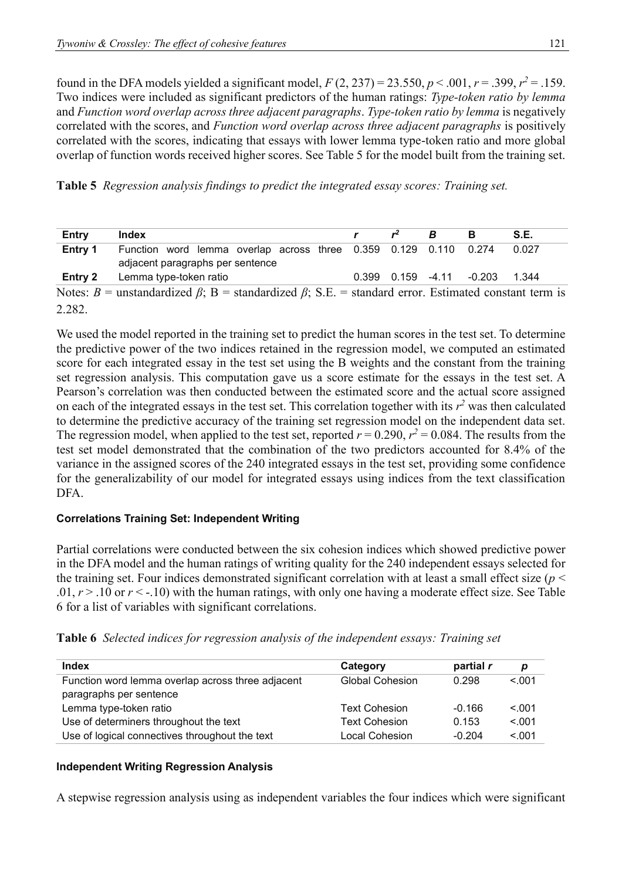found in the DFA models yielded a significant model, $F(2, 237) = 23.550$, $p < .001$, $r = .399$, $r^2 = .159$. Two indices were included as significant predictors of the human ratings: *Type-token ratio by lemma* and *Function word overlap across three adjacent paragraphs*. *Type-token ratio by lemma* is negatively correlated with the scores, and *Function word overlap across three adjacent paragraphs* is positively correlated with the scores, indicating that essays with lower lemma type-token ratio and more global overlap of function words received higher scores. See Table 5 for the model built from the training set.

**Table 5** *Regression analysis findings to predict the integrated essay scores: Training set.*

| Entry | Index | $r$ | $r^2$ | $B$ | Β | S.E. |
|---|---|---|---|---|---|---|
| **Entry 1** | Function word lemma overlap across three adjacent paragraphs per sentence | 0.359 | 0.129 | 0.110 | 0.274 | 0.027 |
| **Entry 2** | Lemma type-token ratio | 0.399 | 0.159 | -4.11 | -0.203 | 1.344 |

Notes: $B$ = unstandardized $\beta$; Β = standardized $\beta$; S.E. = standard error. Estimated constant term is 2.282.

We used the model reported in the training set to predict the human scores in the test set. To determine the predictive power of the two indices retained in the regression model, we computed an estimated score for each integrated essay in the test set using the B weights and the constant from the training set regression analysis. This computation gave us a score estimate for the essays in the test set. A Pearson's correlation was then conducted between the estimated score and the actual score assigned on each of the integrated essays in the test set. This correlation together with its $r^2$ was then calculated to determine the predictive accuracy of the training set regression model on the independent data set. The regression model, when applied to the test set, reported $r = 0.290$, $r^2 = 0.084$. The results from the test set model demonstrated that the combination of the two predictors accounted for 8.4% of the variance in the assigned scores of the 240 integrated essays in the test set, providing some confidence for the generalizability of our model for integrated essays using indices from the text classification DFA.

#### Correlations Training Set: Independent Writing

Partial correlations were conducted between the six cohesion indices which showed predictive power in the DFA model and the human ratings of writing quality for the 240 independent essays selected for the training set. Four indices demonstrated significant correlation with at least a small effect size ($p < .01$, $r > .10$ or $r < -.10$) with the human ratings, with only one having a moderate effect size. See Table 6 for a list of variables with significant correlations.

**Table 6** *Selected indices for regression analysis of the independent essays: Training set*

| Index | Category | partial $r$ | $p$ |
|---|---|---|---|
| Function word lemma overlap across three adjacent paragraphs per sentence | Global Cohesion | 0.298 | <.001 |
| Lemma type-token ratio | Text Cohesion | -0.166 | <.001 |
| Use of determiners throughout the text | Text Cohesion | 0.153 | <.001 |
| Use of logical connectives throughout the text | Local Cohesion | -0.204 | <.001 |

#### Independent Writing Regression Analysis

A stepwise regression analysis using as independent variables the four indices which were significant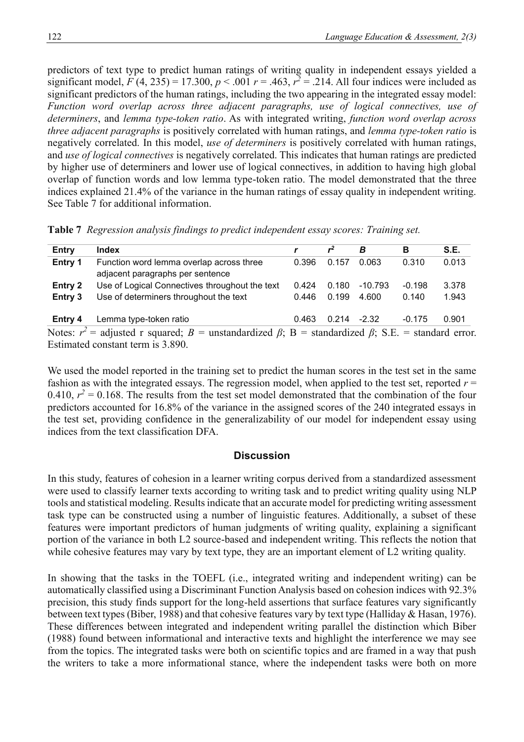predictors of text type to predict human ratings of writing quality in independent essays yielded a significant model, $F$ (4, 235) = 17.300, $p$ < .001 $r$ = .463, $r^2$ = .214. All four indices were included as significant predictors of the human ratings, including the two appearing in the integrated essay model: *Function word overlap across three adjacent paragraphs, use of logical connectives, use of determiners*, and *lemma type-token ratio*. As with integrated writing, *function word overlap across three adjacent paragraphs* is positively correlated with human ratings, and *lemma type-token ratio* is negatively correlated. In this model, *use of determiners* is positively correlated with human ratings, and *use of logical connectives* is negatively correlated. This indicates that human ratings are predicted by higher use of determiners and lower use of logical connectives, in addition to having high global overlap of function words and low lemma type-token ratio. The model demonstrated that the three indices explained 21.4% of the variance in the human ratings of essay quality in independent writing. See Table 7 for additional information.

**Table 7** *Regression analysis findings to predict independent essay scores: Training set.*

| Entry | Index | $r$ | $r^2$ | $B$ | Β | S.E. |
|---|---|---|---|---|---|---|
| **Entry 1** | Function word lemma overlap across three adjacent paragraphs per sentence | 0.396 | 0.157 | 0.063 | 0.310 | 0.013 |
| **Entry 2** | Use of Logical Connectives throughout the text | 0.424 | 0.180 | -10.793 | -0.198 | 3.378 |
| **Entry 3** | Use of determiners throughout the text | 0.446 | 0.199 | 4.600 | 0.140 | 1.943 |
| **Entry 4** | Lemma type-token ratio | 0.463 | 0.214 | -2.32 | -0.175 | 0.901 |

Notes: $r^2$ = adjusted r squared; $B$ = unstandardized $\beta$; Β = standardized $\beta$; S.E. = standard error. Estimated constant term is 3.890.

We used the model reported in the training set to predict the human scores in the test set in the same fashion as with the integrated essays. The regression model, when applied to the test set, reported $r$ = 0.410, $r^2$ = 0.168. The results from the test set model demonstrated that the combination of the four predictors accounted for 16.8% of the variance in the assigned scores of the 240 integrated essays in the test set, providing confidence in the generalizability of our model for independent essay using indices from the text classification DFA.

## Discussion

In this study, features of cohesion in a learner writing corpus derived from a standardized assessment were used to classify learner texts according to writing task and to predict writing quality using NLP tools and statistical modeling. Results indicate that an accurate model for predicting writing assessment task type can be constructed using a number of linguistic features. Additionally, a subset of these features were important predictors of human judgments of writing quality, explaining a significant portion of the variance in both L2 source-based and independent writing. This reflects the notion that while cohesive features may vary by text type, they are an important element of L2 writing quality.

In showing that the tasks in the TOEFL (i.e., integrated writing and independent writing) can be automatically classified using a Discriminant Function Analysis based on cohesion indices with 92.3% precision, this study finds support for the long-held assertions that surface features vary significantly between text types (Biber, 1988) and that cohesive features vary by text type (Halliday & Hasan, 1976). These differences between integrated and independent writing parallel the distinction which Biber (1988) found between informational and interactive texts and highlight the interference we may see from the topics. The integrated tasks were both on scientific topics and are framed in a way that push the writers to take a more informational stance, where the independent tasks were both on more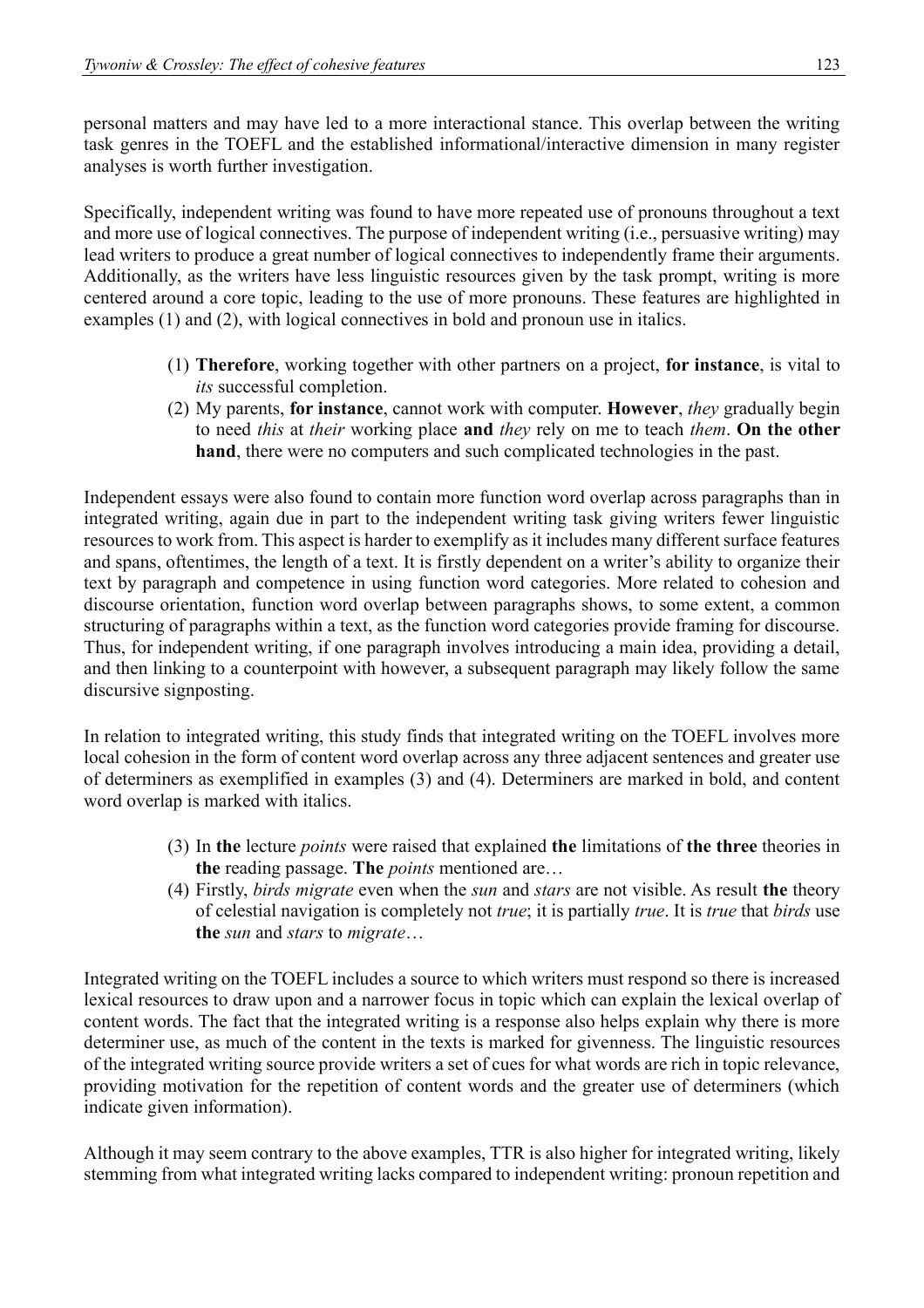personal matters and may have led to a more interactional stance. This overlap between the writing task genres in the TOEFL and the established informational/interactive dimension in many register analyses is worth further investigation.

Specifically, independent writing was found to have more repeated use of pronouns throughout a text and more use of logical connectives. The purpose of independent writing (i.e., persuasive writing) may lead writers to produce a great number of logical connectives to independently frame their arguments. Additionally, as the writers have less linguistic resources given by the task prompt, writing is more centered around a core topic, leading to the use of more pronouns. These features are highlighted in examples (1) and (2), with logical connectives in bold and pronoun use in italics.

> (1) **Therefore**, working together with other partners on a project, **for instance**, is vital to *its* successful completion.
>
> (2) My parents, **for instance**, cannot work with computer. **However**, *they* gradually begin to need *this* at *their* working place **and** *they* rely on me to teach *them*. **On the other hand**, there were no computers and such complicated technologies in the past.

Independent essays were also found to contain more function word overlap across paragraphs than in integrated writing, again due in part to the independent writing task giving writers fewer linguistic resources to work from. This aspect is harder to exemplify as it includes many different surface features and spans, oftentimes, the length of a text. It is firstly dependent on a writer's ability to organize their text by paragraph and competence in using function word categories. More related to cohesion and discourse orientation, function word overlap between paragraphs shows, to some extent, a common structuring of paragraphs within a text, as the function word categories provide framing for discourse. Thus, for independent writing, if one paragraph involves introducing a main idea, providing a detail, and then linking to a counterpoint with however, a subsequent paragraph may likely follow the same discursive signposting.

In relation to integrated writing, this study finds that integrated writing on the TOEFL involves more local cohesion in the form of content word overlap across any three adjacent sentences and greater use of determiners as exemplified in examples (3) and (4). Determiners are marked in bold, and content word overlap is marked with italics.

> (3) In **the** lecture *points* were raised that explained **the** limitations of **the three** theories in **the** reading passage. **The** *points* mentioned are…
>
> (4) Firstly, *birds migrate* even when the *sun* and *stars* are not visible. As result **the** theory of celestial navigation is completely not *true*; it is partially *true*. It is *true* that *birds* use **the** *sun* and *stars* to *migrate*…

Integrated writing on the TOEFL includes a source to which writers must respond so there is increased lexical resources to draw upon and a narrower focus in topic which can explain the lexical overlap of content words. The fact that the integrated writing is a response also helps explain why there is more determiner use, as much of the content in the texts is marked for givenness. The linguistic resources of the integrated writing source provide writers a set of cues for what words are rich in topic relevance, providing motivation for the repetition of content words and the greater use of determiners (which indicate given information).

Although it may seem contrary to the above examples, TTR is also higher for integrated writing, likely stemming from what integrated writing lacks compared to independent writing: pronoun repetition and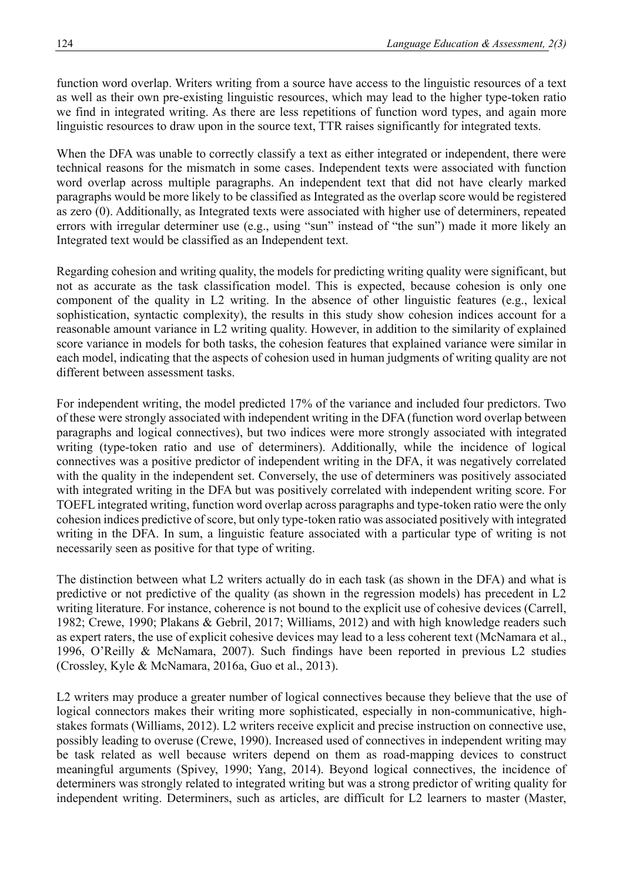function word overlap. Writers writing from a source have access to the linguistic resources of a text as well as their own pre-existing linguistic resources, which may lead to the higher type-token ratio we find in integrated writing. As there are less repetitions of function word types, and again more linguistic resources to draw upon in the source text, TTR raises significantly for integrated texts.

When the DFA was unable to correctly classify a text as either integrated or independent, there were technical reasons for the mismatch in some cases. Independent texts were associated with function word overlap across multiple paragraphs. An independent text that did not have clearly marked paragraphs would be more likely to be classified as Integrated as the overlap score would be registered as zero (0). Additionally, as Integrated texts were associated with higher use of determiners, repeated errors with irregular determiner use (e.g., using "sun" instead of "the sun") made it more likely an Integrated text would be classified as an Independent text.

Regarding cohesion and writing quality, the models for predicting writing quality were significant, but not as accurate as the task classification model. This is expected, because cohesion is only one component of the quality in L2 writing. In the absence of other linguistic features (e.g., lexical sophistication, syntactic complexity), the results in this study show cohesion indices account for a reasonable amount variance in L2 writing quality. However, in addition to the similarity of explained score variance in models for both tasks, the cohesion features that explained variance were similar in each model, indicating that the aspects of cohesion used in human judgments of writing quality are not different between assessment tasks.

For independent writing, the model predicted 17% of the variance and included four predictors. Two of these were strongly associated with independent writing in the DFA (function word overlap between paragraphs and logical connectives), but two indices were more strongly associated with integrated writing (type-token ratio and use of determiners). Additionally, while the incidence of logical connectives was a positive predictor of independent writing in the DFA, it was negatively correlated with the quality in the independent set. Conversely, the use of determiners was positively associated with integrated writing in the DFA but was positively correlated with independent writing score. For TOEFL integrated writing, function word overlap across paragraphs and type-token ratio were the only cohesion indices predictive of score, but only type-token ratio was associated positively with integrated writing in the DFA. In sum, a linguistic feature associated with a particular type of writing is not necessarily seen as positive for that type of writing.

The distinction between what L2 writers actually do in each task (as shown in the DFA) and what is predictive or not predictive of the quality (as shown in the regression models) has precedent in L2 writing literature. For instance, coherence is not bound to the explicit use of cohesive devices (Carrell, 1982; Crewe, 1990; Plakans & Gebril, 2017; Williams, 2012) and with high knowledge readers such as expert raters, the use of explicit cohesive devices may lead to a less coherent text (McNamara et al., 1996, O'Reilly & McNamara, 2007). Such findings have been reported in previous L2 studies (Crossley, Kyle & McNamara, 2016a, Guo et al., 2013).

L2 writers may produce a greater number of logical connectives because they believe that the use of logical connectors makes their writing more sophisticated, especially in non-communicative, high-stakes formats (Williams, 2012). L2 writers receive explicit and precise instruction on connective use, possibly leading to overuse (Crewe, 1990). Increased used of connectives in independent writing may be task related as well because writers depend on them as road-mapping devices to construct meaningful arguments (Spivey, 1990; Yang, 2014). Beyond logical connectives, the incidence of determiners was strongly related to integrated writing but was a strong predictor of writing quality for independent writing. Determiners, such as articles, are difficult for L2 learners to master (Master,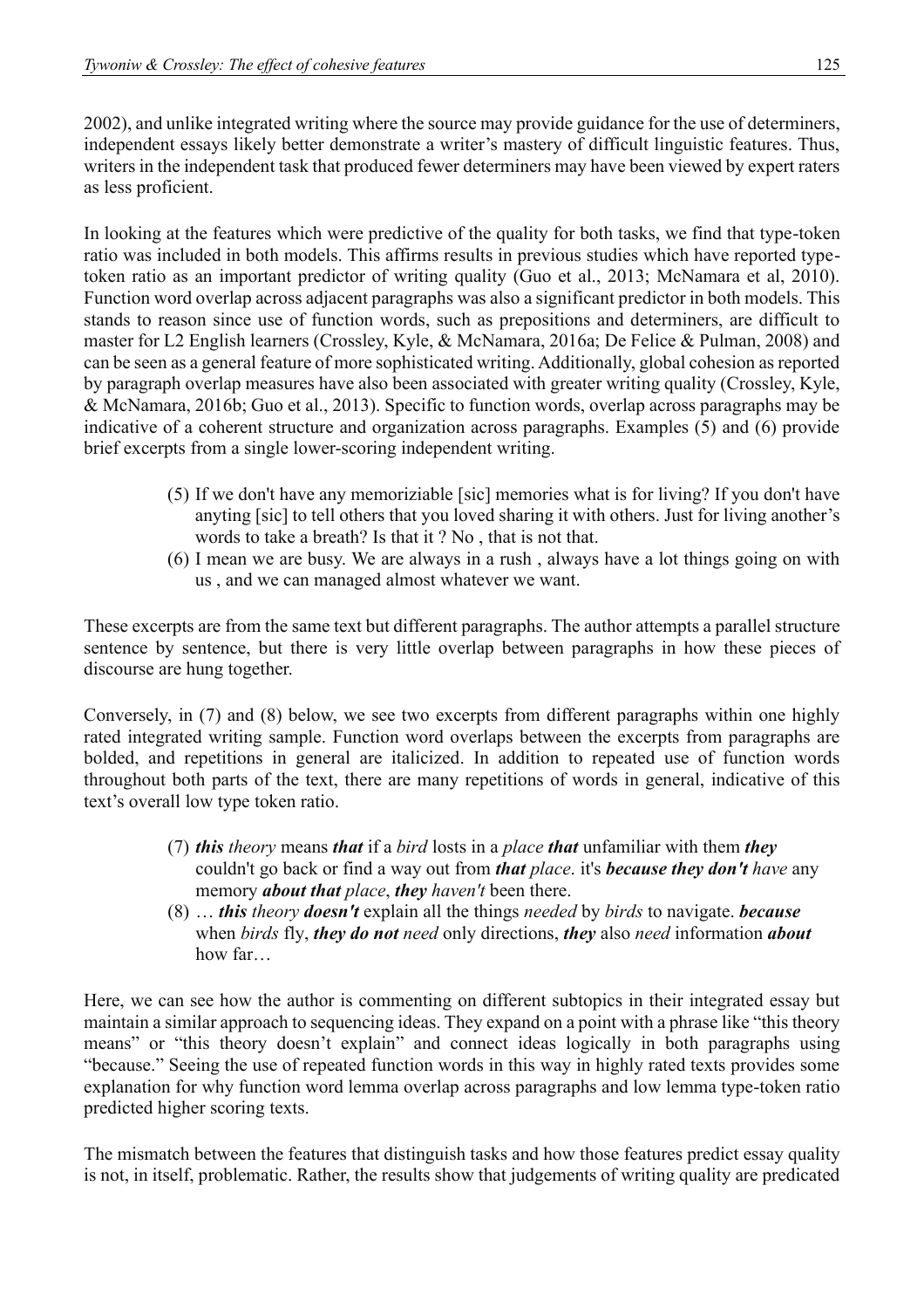2002), and unlike integrated writing where the source may provide guidance for the use of determiners, independent essays likely better demonstrate a writer's mastery of difficult linguistic features. Thus, writers in the independent task that produced fewer determiners may have been viewed by expert raters as less proficient.

In looking at the features which were predictive of the quality for both tasks, we find that type-token ratio was included in both models. This affirms results in previous studies which have reported type-token ratio as an important predictor of writing quality (Guo et al., 2013; McNamara et al, 2010). Function word overlap across adjacent paragraphs was also a significant predictor in both models. This stands to reason since use of function words, such as prepositions and determiners, are difficult to master for L2 English learners (Crossley, Kyle, & McNamara, 2016a; De Felice & Pulman, 2008) and can be seen as a general feature of more sophisticated writing. Additionally, global cohesion as reported by paragraph overlap measures have also been associated with greater writing quality (Crossley, Kyle, & McNamara, 2016b; Guo et al., 2013). Specific to function words, overlap across paragraphs may be indicative of a coherent structure and organization across paragraphs. Examples (5) and (6) provide brief excerpts from a single lower-scoring independent writing.

> (5) If we don't have any memoriziable [sic] memories what is for living? If you don't have anyting [sic] to tell others that you loved sharing it with others. Just for living another's words to take a breath? Is that it ? No , that is not that.
>
> (6) I mean we are busy. We are always in a rush , always have a lot things going on with us , and we can managed almost whatever we want.

These excerpts are from the same text but different paragraphs. The author attempts a parallel structure sentence by sentence, but there is very little overlap between paragraphs in how these pieces of discourse are hung together.

Conversely, in (7) and (8) below, we see two excerpts from different paragraphs within one highly rated integrated writing sample. Function word overlaps between the excerpts from paragraphs are bolded, and repetitions in general are italicized. In addition to repeated use of function words throughout both parts of the text, there are many repetitions of words in general, indicative of this text's overall low type token ratio.

> (7) ***this*** *theory* means ***that*** if a *bird* losts in a *place* ***that*** unfamiliar with them ***they*** couldn't go back or find a way out from ***that*** *place*. it's ***because they don't*** *have* any memory ***about that*** *place*, ***they haven't*** been there.
>
> (8) … ***this*** *theory* ***doesn't*** explain all the things *needed* by *birds* to navigate. ***because*** when *birds* fly, ***they do not*** *need* only directions, ***they*** also *need* information ***about*** how far…

Here, we can see how the author is commenting on different subtopics in their integrated essay but maintain a similar approach to sequencing ideas. They expand on a point with a phrase like "this theory means" or "this theory doesn't explain" and connect ideas logically in both paragraphs using "because." Seeing the use of repeated function words in this way in highly rated texts provides some explanation for why function word lemma overlap across paragraphs and low lemma type-token ratio predicted higher scoring texts.

The mismatch between the features that distinguish tasks and how those features predict essay quality is not, in itself, problematic. Rather, the results show that judgements of writing quality are predicated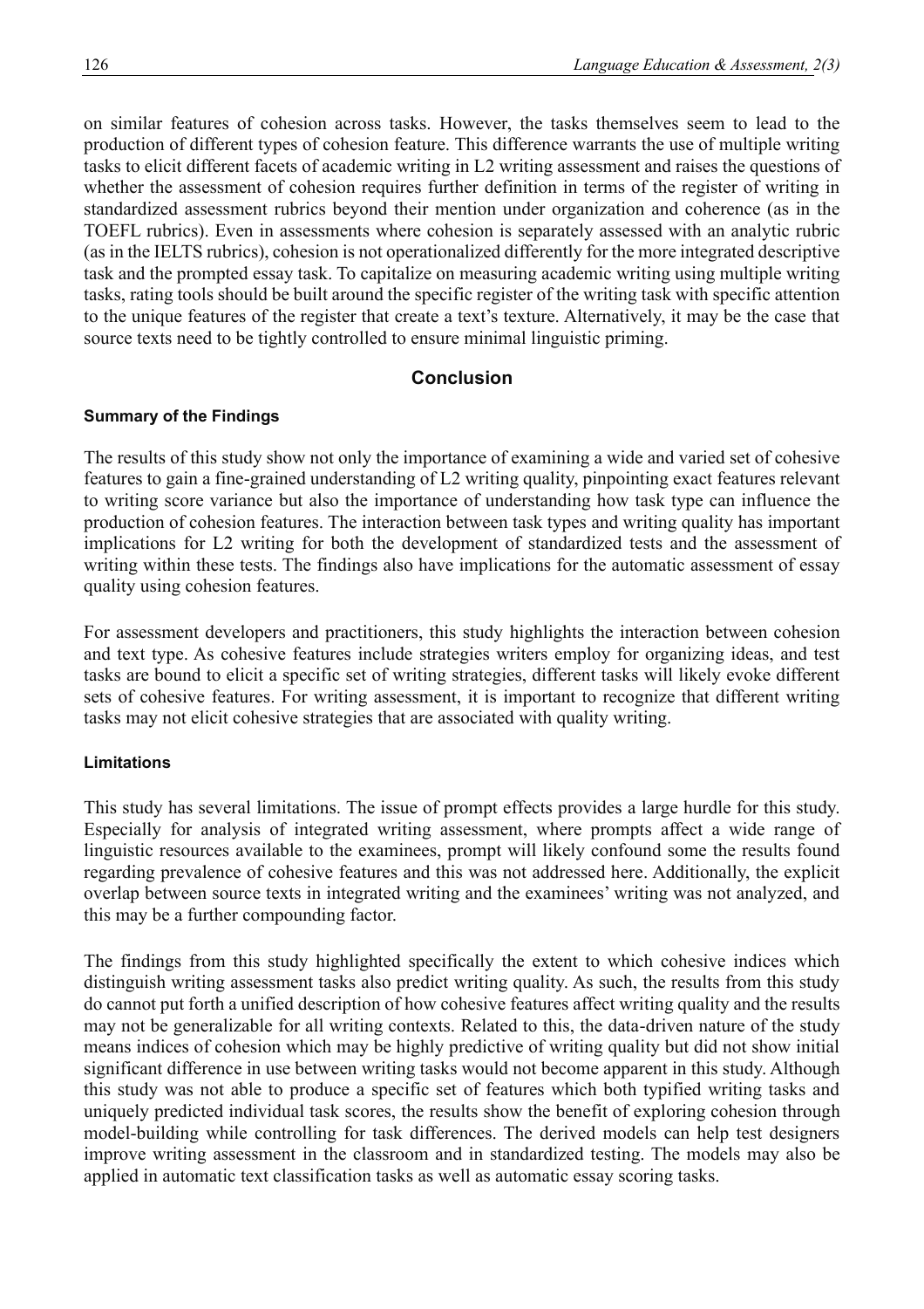on similar features of cohesion across tasks. However, the tasks themselves seem to lead to the production of different types of cohesion feature. This difference warrants the use of multiple writing tasks to elicit different facets of academic writing in L2 writing assessment and raises the questions of whether the assessment of cohesion requires further definition in terms of the register of writing in standardized assessment rubrics beyond their mention under organization and coherence (as in the TOEFL rubrics). Even in assessments where cohesion is separately assessed with an analytic rubric (as in the IELTS rubrics), cohesion is not operationalized differently for the more integrated descriptive task and the prompted essay task. To capitalize on measuring academic writing using multiple writing tasks, rating tools should be built around the specific register of the writing task with specific attention to the unique features of the register that create a text's texture. Alternatively, it may be the case that source texts need to be tightly controlled to ensure minimal linguistic priming.

## Conclusion

### Summary of the Findings

The results of this study show not only the importance of examining a wide and varied set of cohesive features to gain a fine-grained understanding of L2 writing quality, pinpointing exact features relevant to writing score variance but also the importance of understanding how task type can influence the production of cohesion features. The interaction between task types and writing quality has important implications for L2 writing for both the development of standardized tests and the assessment of writing within these tests. The findings also have implications for the automatic assessment of essay quality using cohesion features.

For assessment developers and practitioners, this study highlights the interaction between cohesion and text type. As cohesive features include strategies writers employ for organizing ideas, and test tasks are bound to elicit a specific set of writing strategies, different tasks will likely evoke different sets of cohesive features. For writing assessment, it is important to recognize that different writing tasks may not elicit cohesive strategies that are associated with quality writing.

### Limitations

This study has several limitations. The issue of prompt effects provides a large hurdle for this study. Especially for analysis of integrated writing assessment, where prompts affect a wide range of linguistic resources available to the examinees, prompt will likely confound some the results found regarding prevalence of cohesive features and this was not addressed here. Additionally, the explicit overlap between source texts in integrated writing and the examinees' writing was not analyzed, and this may be a further compounding factor.

The findings from this study highlighted specifically the extent to which cohesive indices which distinguish writing assessment tasks also predict writing quality. As such, the results from this study do cannot put forth a unified description of how cohesive features affect writing quality and the results may not be generalizable for all writing contexts. Related to this, the data-driven nature of the study means indices of cohesion which may be highly predictive of writing quality but did not show initial significant difference in use between writing tasks would not become apparent in this study. Although this study was not able to produce a specific set of features which both typified writing tasks and uniquely predicted individual task scores, the results show the benefit of exploring cohesion through model-building while controlling for task differences. The derived models can help test designers improve writing assessment in the classroom and in standardized testing. The models may also be applied in automatic text classification tasks as well as automatic essay scoring tasks.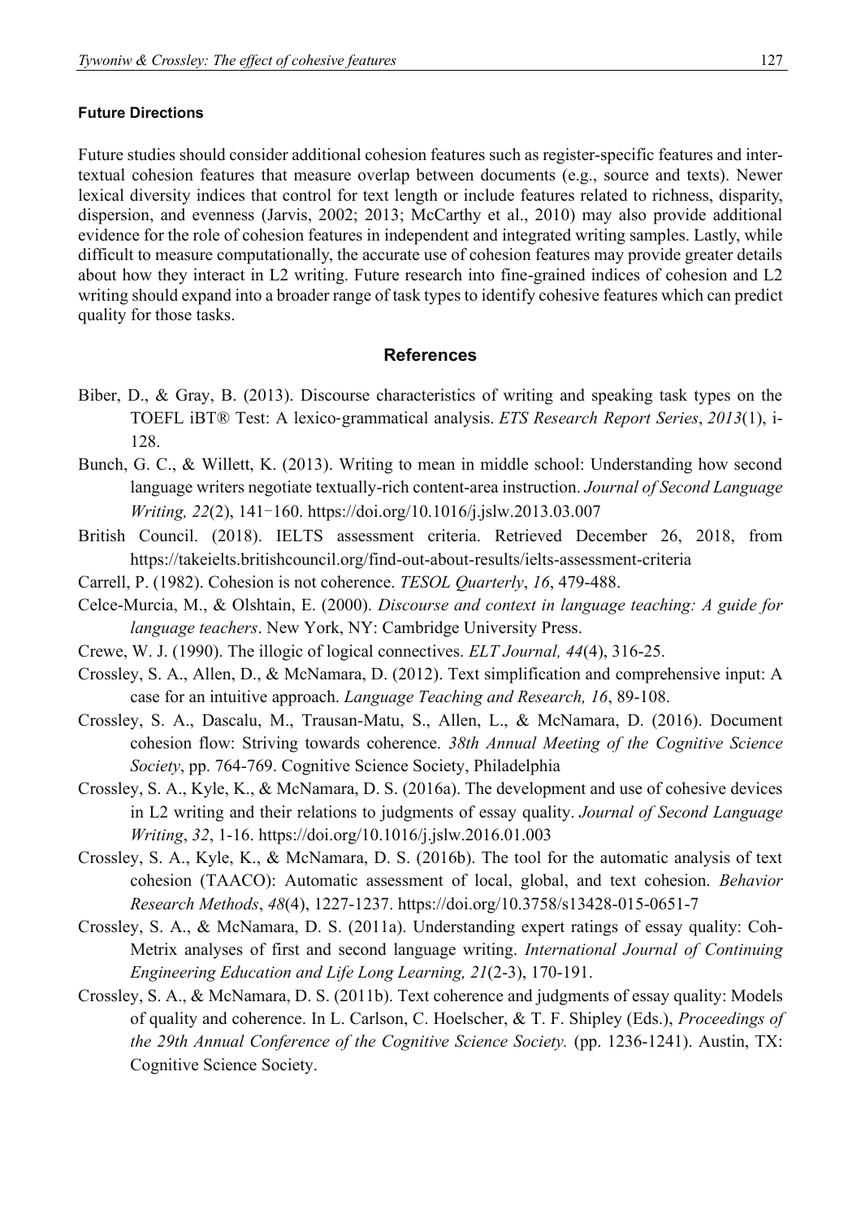### Future Directions

Future studies should consider additional cohesion features such as register-specific features and inter-textual cohesion features that measure overlap between documents (e.g., source and texts). Newer lexical diversity indices that control for text length or include features related to richness, disparity, dispersion, and evenness (Jarvis, 2002; 2013; McCarthy et al., 2010) may also provide additional evidence for the role of cohesion features in independent and integrated writing samples. Lastly, while difficult to measure computationally, the accurate use of cohesion features may provide greater details about how they interact in L2 writing. Future research into fine-grained indices of cohesion and L2 writing should expand into a broader range of task types to identify cohesive features which can predict quality for those tasks.

## References

Biber, D., & Gray, B. (2013). Discourse characteristics of writing and speaking task types on the TOEFL iBT® Test: A lexico-grammatical analysis. *ETS Research Report Series*, *2013*(1), i-128.

Bunch, G. C., & Willett, K. (2013). Writing to mean in middle school: Understanding how second language writers negotiate textually-rich content-area instruction. *Journal of Second Language Writing, 22*(2), 141–160. https://doi.org/10.1016/j.jslw.2013.03.007

British Council. (2018). IELTS assessment criteria. Retrieved December 26, 2018, from https://takeielts.britishcouncil.org/find-out-about-results/ielts-assessment-criteria

Carrell, P. (1982). Cohesion is not coherence. *TESOL Quarterly*, *16*, 479-488.

Celce-Murcia, M., & Olshtain, E. (2000). *Discourse and context in language teaching: A guide for language teachers*. New York, NY: Cambridge University Press.

Crewe, W. J. (1990). The illogic of logical connectives. *ELT Journal, 44*(4), 316-25.

Crossley, S. A., Allen, D., & McNamara, D. (2012). Text simplification and comprehensive input: A case for an intuitive approach. *Language Teaching and Research, 16*, 89-108.

Crossley, S. A., Dascalu, M., Trausan-Matu, S., Allen, L., & McNamara, D. (2016). Document cohesion flow: Striving towards coherence. *38th Annual Meeting of the Cognitive Science Society*, pp. 764-769. Cognitive Science Society, Philadelphia

Crossley, S. A., Kyle, K., & McNamara, D. S. (2016a). The development and use of cohesive devices in L2 writing and their relations to judgments of essay quality. *Journal of Second Language Writing*, *32*, 1-16. https://doi.org/10.1016/j.jslw.2016.01.003

Crossley, S. A., Kyle, K., & McNamara, D. S. (2016b). The tool for the automatic analysis of text cohesion (TAACO): Automatic assessment of local, global, and text cohesion. *Behavior Research Methods*, *48*(4), 1227-1237. https://doi.org/10.3758/s13428-015-0651-7

Crossley, S. A., & McNamara, D. S. (2011a). Understanding expert ratings of essay quality: Coh-Metrix analyses of first and second language writing. *International Journal of Continuing Engineering Education and Life Long Learning, 21*(2-3), 170-191.

Crossley, S. A., & McNamara, D. S. (2011b). Text coherence and judgments of essay quality: Models of quality and coherence. In L. Carlson, C. Hoelscher, & T. F. Shipley (Eds.), *Proceedings of the 29th Annual Conference of the Cognitive Science Society.* (pp. 1236-1241). Austin, TX: Cognitive Science Society.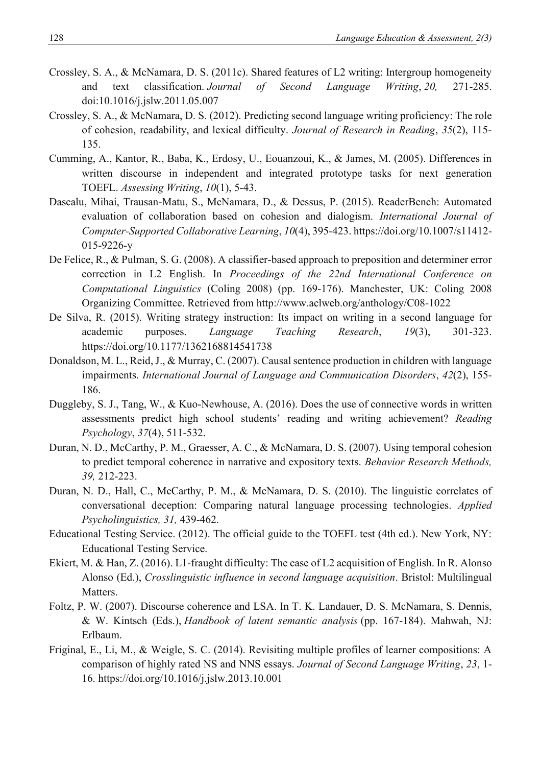Crossley, S. A., & McNamara, D. S. (2011c). Shared features of L2 writing: Intergroup homogeneity and text classification. *Journal of Second Language Writing*, *20,* 271-285. doi:10.1016/j.jslw.2011.05.007

Crossley, S. A., & McNamara, D. S. (2012). Predicting second language writing proficiency: The role of cohesion, readability, and lexical difficulty. *Journal of Research in Reading*, *35*(2), 115-135.

Cumming, A., Kantor, R., Baba, K., Erdosy, U., Eouanzoui, K., & James, M. (2005). Differences in written discourse in independent and integrated prototype tasks for next generation TOEFL. *Assessing Writing*, *10*(1), 5-43.

Dascalu, Mihai, Trausan-Matu, S., McNamara, D., & Dessus, P. (2015). ReaderBench: Automated evaluation of collaboration based on cohesion and dialogism. *International Journal of Computer-Supported Collaborative Learning*, *10*(4), 395-423. https://doi.org/10.1007/s11412-015-9226-y

De Felice, R., & Pulman, S. G. (2008). A classifier-based approach to preposition and determiner error correction in L2 English. In *Proceedings of the 22nd International Conference on Computational Linguistics* (Coling 2008) (pp. 169-176). Manchester, UK: Coling 2008 Organizing Committee. Retrieved from http://www.aclweb.org/anthology/C08-1022

De Silva, R. (2015). Writing strategy instruction: Its impact on writing in a second language for academic purposes. *Language Teaching Research*, *19*(3), 301-323. https://doi.org/10.1177/1362168814541738

Donaldson, M. L., Reid, J., & Murray, C. (2007). Causal sentence production in children with language impairments. *International Journal of Language and Communication Disorders*, *42*(2), 155-186.

Duggleby, S. J., Tang, W., & Kuo-Newhouse, A. (2016). Does the use of connective words in written assessments predict high school students' reading and writing achievement? *Reading Psychology*, *37*(4), 511-532.

Duran, N. D., McCarthy, P. M., Graesser, A. C., & McNamara, D. S. (2007). Using temporal cohesion to predict temporal coherence in narrative and expository texts. *Behavior Research Methods, 39,* 212-223.

Duran, N. D., Hall, C., McCarthy, P. M., & McNamara, D. S. (2010). The linguistic correlates of conversational deception: Comparing natural language processing technologies. *Applied Psycholinguistics, 31,* 439-462.

Educational Testing Service. (2012). The official guide to the TOEFL test (4th ed.). New York, NY: Educational Testing Service.

Ekiert, M. & Han, Z. (2016). L1-fraught difficulty: The case of L2 acquisition of English. In R. Alonso Alonso (Ed.), *Crosslinguistic influence in second language acquisition*. Bristol: Multilingual Matters.

Foltz, P. W. (2007). Discourse coherence and LSA. In T. K. Landauer, D. S. McNamara, S. Dennis, & W. Kintsch (Eds.), *Handbook of latent semantic analysis* (pp. 167-184). Mahwah, NJ: Erlbaum.

Friginal, E., Li, M., & Weigle, S. C. (2014). Revisiting multiple profiles of learner compositions: A comparison of highly rated NS and NNS essays. *Journal of Second Language Writing*, *23*, 1-16. https://doi.org/10.1016/j.jslw.2013.10.001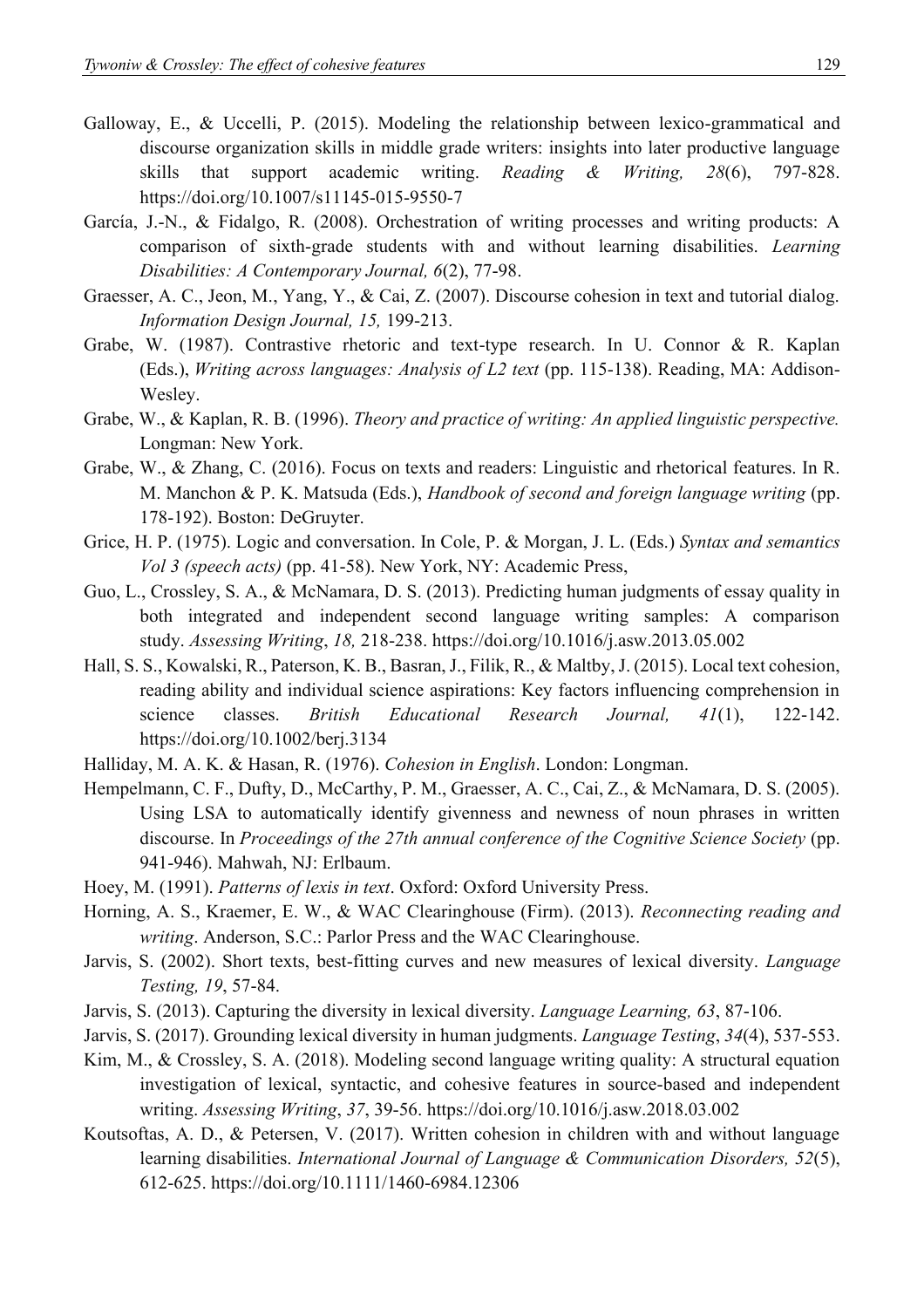Galloway, E., & Uccelli, P. (2015). Modeling the relationship between lexico-grammatical and discourse organization skills in middle grade writers: insights into later productive language skills that support academic writing. *Reading & Writing, 28*(6), 797-828. https://doi.org/10.1007/s11145-015-9550-7

García, J.-N., & Fidalgo, R. (2008). Orchestration of writing processes and writing products: A comparison of sixth-grade students with and without learning disabilities. *Learning Disabilities: A Contemporary Journal, 6*(2), 77-98.

Graesser, A. C., Jeon, M., Yang, Y., & Cai, Z. (2007). Discourse cohesion in text and tutorial dialog. *Information Design Journal, 15,* 199-213.

Grabe, W. (1987). Contrastive rhetoric and text-type research. In U. Connor & R. Kaplan (Eds.), *Writing across languages: Analysis of L2 text* (pp. 115-138). Reading, MA: Addison-Wesley.

Grabe, W., & Kaplan, R. B. (1996). *Theory and practice of writing: An applied linguistic perspective.* Longman: New York.

Grabe, W., & Zhang, C. (2016). Focus on texts and readers: Linguistic and rhetorical features. In R. M. Manchon & P. K. Matsuda (Eds.), *Handbook of second and foreign language writing* (pp. 178-192). Boston: DeGruyter.

Grice, H. P. (1975). Logic and conversation. In Cole, P. & Morgan, J. L. (Eds.) *Syntax and semantics Vol 3 (speech acts)* (pp. 41-58). New York, NY: Academic Press,

Guo, L., Crossley, S. A., & McNamara, D. S. (2013). Predicting human judgments of essay quality in both integrated and independent second language writing samples: A comparison study. *Assessing Writing*, *18,* 218-238. https://doi.org/10.1016/j.asw.2013.05.002

Hall, S. S., Kowalski, R., Paterson, K. B., Basran, J., Filik, R., & Maltby, J. (2015). Local text cohesion, reading ability and individual science aspirations: Key factors influencing comprehension in science classes. *British Educational Research Journal, 41*(1), 122-142. https://doi.org/10.1002/berj.3134

Halliday, M. A. K. & Hasan, R. (1976). *Cohesion in English*. London: Longman.

Hempelmann, C. F., Dufty, D., McCarthy, P. M., Graesser, A. C., Cai, Z., & McNamara, D. S. (2005). Using LSA to automatically identify givenness and newness of noun phrases in written discourse. In *Proceedings of the 27th annual conference of the Cognitive Science Society* (pp. 941-946). Mahwah, NJ: Erlbaum.

Hoey, M. (1991). *Patterns of lexis in text*. Oxford: Oxford University Press.

Horning, A. S., Kraemer, E. W., & WAC Clearinghouse (Firm). (2013). *Reconnecting reading and writing*. Anderson, S.C.: Parlor Press and the WAC Clearinghouse.

Jarvis, S. (2002). Short texts, best-fitting curves and new measures of lexical diversity. *Language Testing, 19*, 57-84.

Jarvis, S. (2013). Capturing the diversity in lexical diversity. *Language Learning, 63*, 87-106.

Jarvis, S. (2017). Grounding lexical diversity in human judgments. *Language Testing*, *34*(4), 537-553.

Kim, M., & Crossley, S. A. (2018). Modeling second language writing quality: A structural equation investigation of lexical, syntactic, and cohesive features in source-based and independent writing. *Assessing Writing*, *37*, 39-56. https://doi.org/10.1016/j.asw.2018.03.002

Koutsoftas, A. D., & Petersen, V. (2017). Written cohesion in children with and without language learning disabilities. *International Journal of Language & Communication Disorders, 52*(5), 612-625. https://doi.org/10.1111/1460-6984.12306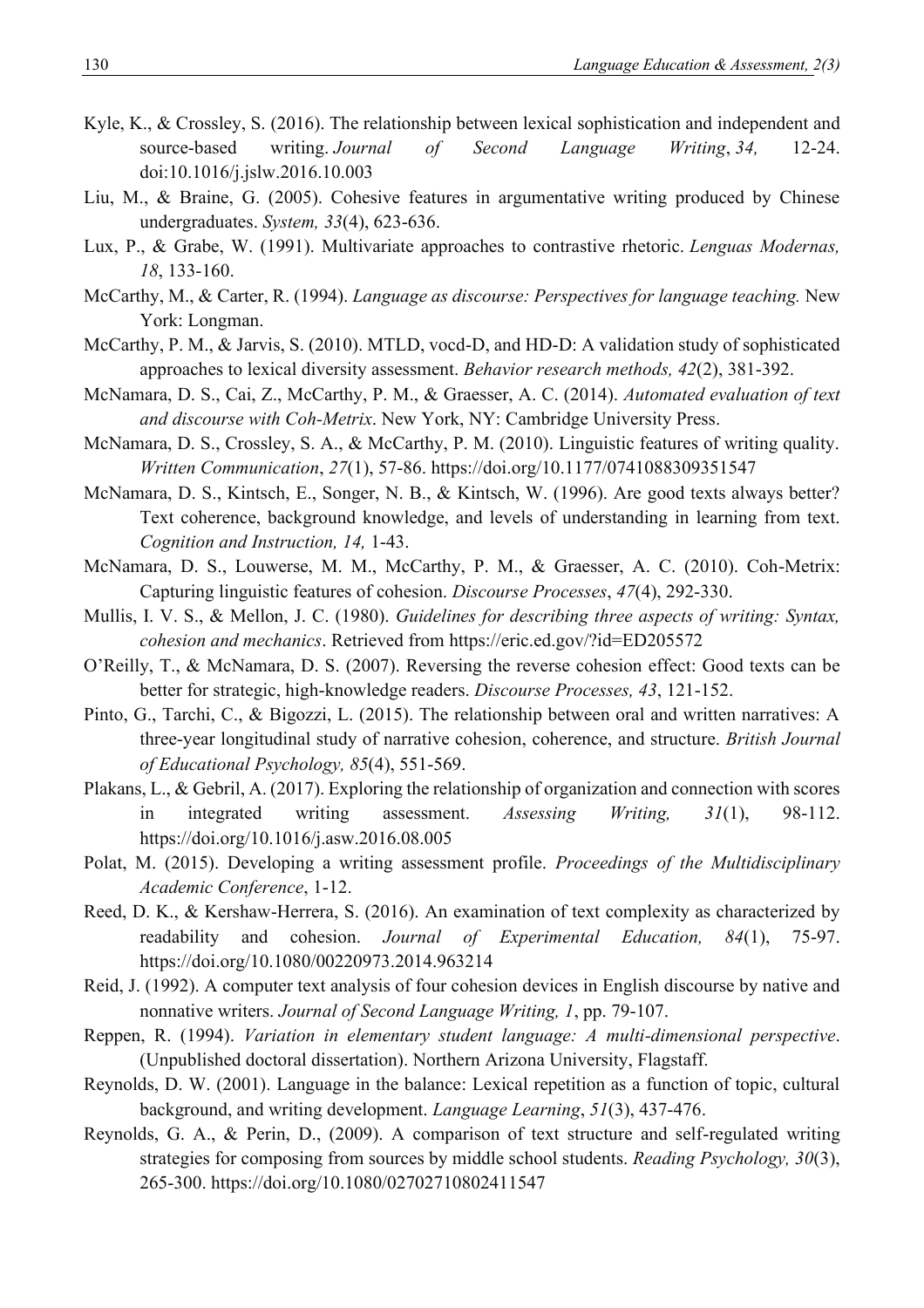Kyle, K., & Crossley, S. (2016). The relationship between lexical sophistication and independent and source-based writing. *Journal of Second Language Writing*, *34,* 12-24. doi:10.1016/j.jslw.2016.10.003

Liu, M., & Braine, G. (2005). Cohesive features in argumentative writing produced by Chinese undergraduates. *System, 33*(4), 623-636.

Lux, P., & Grabe, W. (1991). Multivariate approaches to contrastive rhetoric. *Lenguas Modernas, 18*, 133-160.

McCarthy, M., & Carter, R. (1994). *Language as discourse: Perspectives for language teaching.* New York: Longman.

McCarthy, P. M., & Jarvis, S. (2010). MTLD, vocd-D, and HD-D: A validation study of sophisticated approaches to lexical diversity assessment. *Behavior research methods, 42*(2), 381-392.

McNamara, D. S., Cai, Z., McCarthy, P. M., & Graesser, A. C. (2014). *Automated evaluation of text and discourse with Coh-Metrix*. New York, NY: Cambridge University Press.

McNamara, D. S., Crossley, S. A., & McCarthy, P. M. (2010). Linguistic features of writing quality. *Written Communication*, *27*(1), 57-86. https://doi.org/10.1177/0741088309351547

McNamara, D. S., Kintsch, E., Songer, N. B., & Kintsch, W. (1996). Are good texts always better? Text coherence, background knowledge, and levels of understanding in learning from text. *Cognition and Instruction, 14,* 1-43.

McNamara, D. S., Louwerse, M. M., McCarthy, P. M., & Graesser, A. C. (2010). Coh-Metrix: Capturing linguistic features of cohesion. *Discourse Processes*, *47*(4), 292-330.

Mullis, I. V. S., & Mellon, J. C. (1980). *Guidelines for describing three aspects of writing: Syntax, cohesion and mechanics*. Retrieved from https://eric.ed.gov/?id=ED205572

O'Reilly, T., & McNamara, D. S. (2007). Reversing the reverse cohesion effect: Good texts can be better for strategic, high-knowledge readers. *Discourse Processes, 43*, 121-152.

Pinto, G., Tarchi, C., & Bigozzi, L. (2015). The relationship between oral and written narratives: A three-year longitudinal study of narrative cohesion, coherence, and structure. *British Journal of Educational Psychology, 85*(4), 551-569.

Plakans, L., & Gebril, A. (2017). Exploring the relationship of organization and connection with scores in integrated writing assessment. *Assessing Writing, 31*(1), 98-112. https://doi.org/10.1016/j.asw.2016.08.005

Polat, M. (2015). Developing a writing assessment profile. *Proceedings of the Multidisciplinary Academic Conference*, 1-12.

Reed, D. K., & Kershaw-Herrera, S. (2016). An examination of text complexity as characterized by readability and cohesion. *Journal of Experimental Education, 84*(1), 75-97. https://doi.org/10.1080/00220973.2014.963214

Reid, J. (1992). A computer text analysis of four cohesion devices in English discourse by native and nonnative writers. *Journal of Second Language Writing, 1*, pp. 79-107.

Reppen, R. (1994). *Variation in elementary student language: A multi-dimensional perspective*. (Unpublished doctoral dissertation). Northern Arizona University, Flagstaff.

Reynolds, D. W. (2001). Language in the balance: Lexical repetition as a function of topic, cultural background, and writing development. *Language Learning*, *51*(3), 437-476.

Reynolds, G. A., & Perin, D., (2009). A comparison of text structure and self-regulated writing strategies for composing from sources by middle school students. *Reading Psychology, 30*(3), 265-300. https://doi.org/10.1080/02702710802411547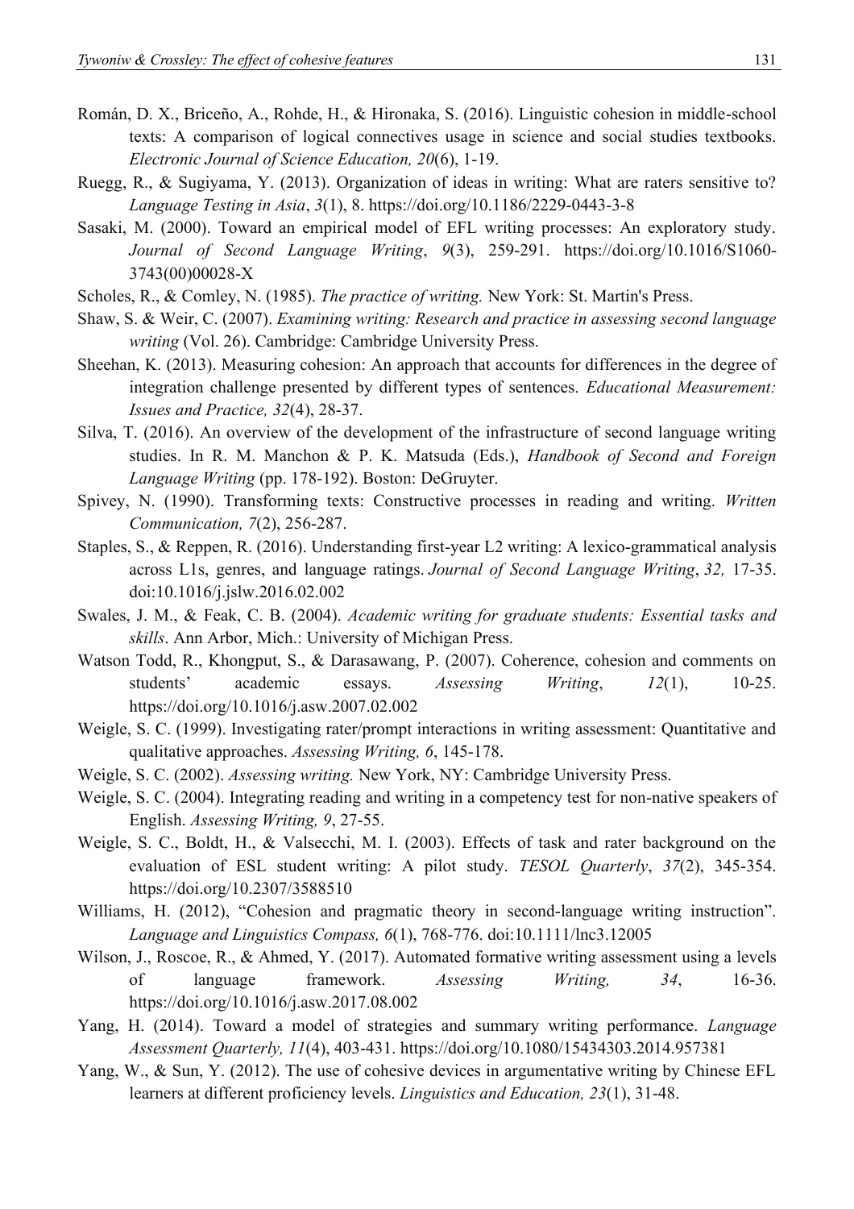Román, D. X., Briceño, A., Rohde, H., & Hironaka, S. (2016). Linguistic cohesion in middle-school texts: A comparison of logical connectives usage in science and social studies textbooks. *Electronic Journal of Science Education, 20*(6), 1-19.

Ruegg, R., & Sugiyama, Y. (2013). Organization of ideas in writing: What are raters sensitive to? *Language Testing in Asia*, *3*(1), 8. https://doi.org/10.1186/2229-0443-3-8

Sasaki, M. (2000). Toward an empirical model of EFL writing processes: An exploratory study. *Journal of Second Language Writing*, *9*(3), 259-291. https://doi.org/10.1016/S1060-3743(00)00028-X

Scholes, R., & Comley, N. (1985). *The practice of writing.* New York: St. Martin's Press.

Shaw, S. & Weir, C. (2007). *Examining writing: Research and practice in assessing second language writing* (Vol. 26). Cambridge: Cambridge University Press.

Sheehan, K. (2013). Measuring cohesion: An approach that accounts for differences in the degree of integration challenge presented by different types of sentences. *Educational Measurement: Issues and Practice, 32*(4), 28-37.

Silva, T. (2016). An overview of the development of the infrastructure of second language writing studies. In R. M. Manchon & P. K. Matsuda (Eds.), *Handbook of Second and Foreign Language Writing* (pp. 178-192). Boston: DeGruyter.

Spivey, N. (1990). Transforming texts: Constructive processes in reading and writing. *Written Communication, 7*(2), 256-287.

Staples, S., & Reppen, R. (2016). Understanding first-year L2 writing: A lexico-grammatical analysis across L1s, genres, and language ratings. *Journal of Second Language Writing*, *32,* 17-35. doi:10.1016/j.jslw.2016.02.002

Swales, J. M., & Feak, C. B. (2004). *Academic writing for graduate students: Essential tasks and skills*. Ann Arbor, Mich.: University of Michigan Press.

Watson Todd, R., Khongput, S., & Darasawang, P. (2007). Coherence, cohesion and comments on students' academic essays. *Assessing Writing*, *12*(1), 10-25. https://doi.org/10.1016/j.asw.2007.02.002

Weigle, S. C. (1999). Investigating rater/prompt interactions in writing assessment: Quantitative and qualitative approaches. *Assessing Writing, 6*, 145-178.

Weigle, S. C. (2002). *Assessing writing.* New York, NY: Cambridge University Press.

Weigle, S. C. (2004). Integrating reading and writing in a competency test for non-native speakers of English. *Assessing Writing, 9*, 27-55.

Weigle, S. C., Boldt, H., & Valsecchi, M. I. (2003). Effects of task and rater background on the evaluation of ESL student writing: A pilot study. *TESOL Quarterly*, *37*(2), 345-354. https://doi.org/10.2307/3588510

Williams, H. (2012), "Cohesion and pragmatic theory in second-language writing instruction". *Language and Linguistics Compass, 6*(1), 768-776. doi:10.1111/lnc3.12005

Wilson, J., Roscoe, R., & Ahmed, Y. (2017). Automated formative writing assessment using a levels of language framework. *Assessing Writing, 34*, 16-36. https://doi.org/10.1016/j.asw.2017.08.002

Yang, H. (2014). Toward a model of strategies and summary writing performance. *Language Assessment Quarterly, 11*(4), 403-431. https://doi.org/10.1080/15434303.2014.957381

Yang, W., & Sun, Y. (2012). The use of cohesive devices in argumentative writing by Chinese EFL learners at different proficiency levels. *Linguistics and Education, 23*(1), 31-48.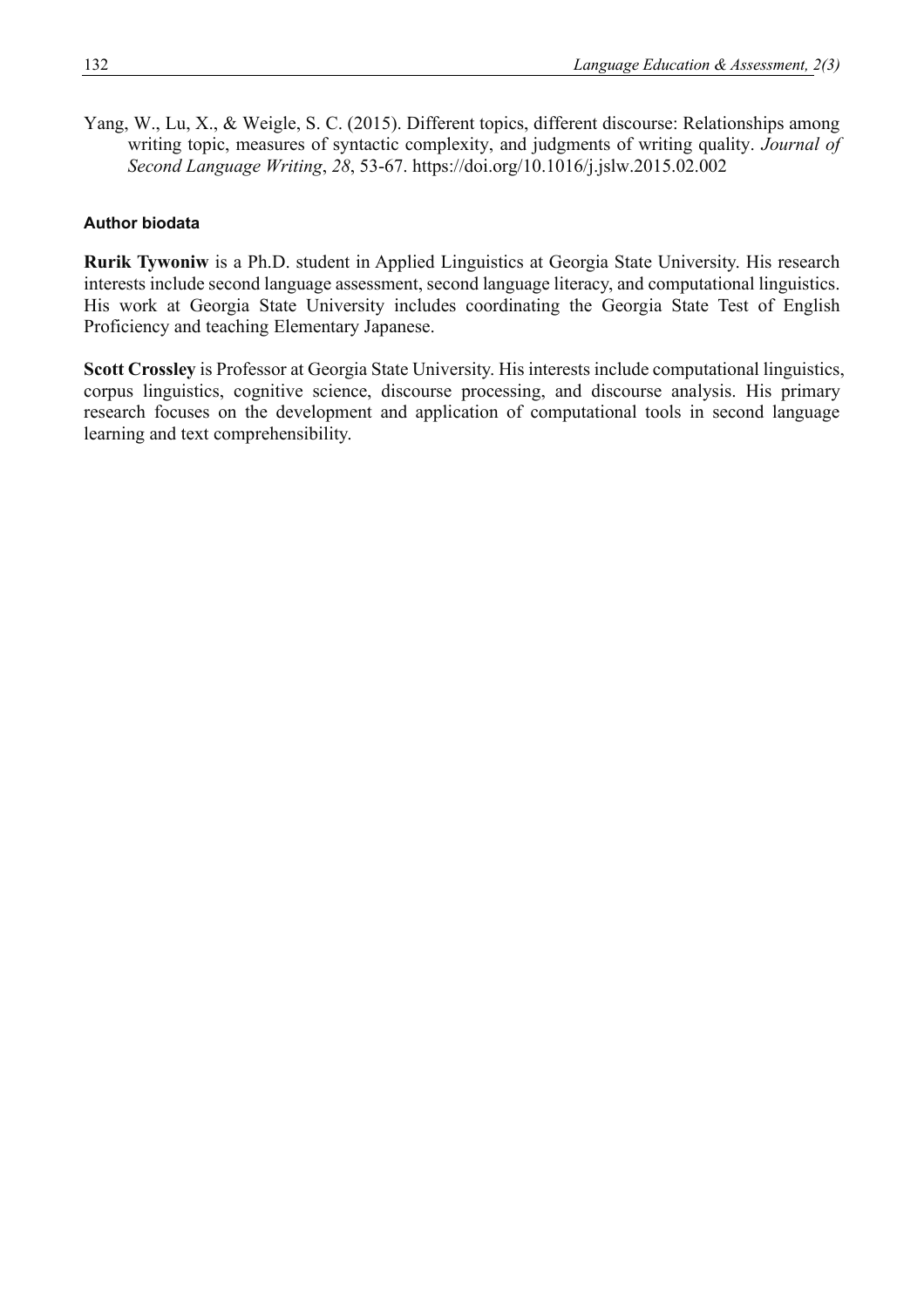Yang, W., Lu, X., & Weigle, S. C. (2015). Different topics, different discourse: Relationships among writing topic, measures of syntactic complexity, and judgments of writing quality. *Journal of Second Language Writing*, *28*, 53-67. https://doi.org/10.1016/j.jslw.2015.02.002

### Author biodata

**Rurik Tywoniw** is a Ph.D. student in Applied Linguistics at Georgia State University. His research interests include second language assessment, second language literacy, and computational linguistics. His work at Georgia State University includes coordinating the Georgia State Test of English Proficiency and teaching Elementary Japanese.

**Scott Crossley** is Professor at Georgia State University. His interests include computational linguistics, corpus linguistics, cognitive science, discourse processing, and discourse analysis. His primary research focuses on the development and application of computational tools in second language learning and text comprehensibility.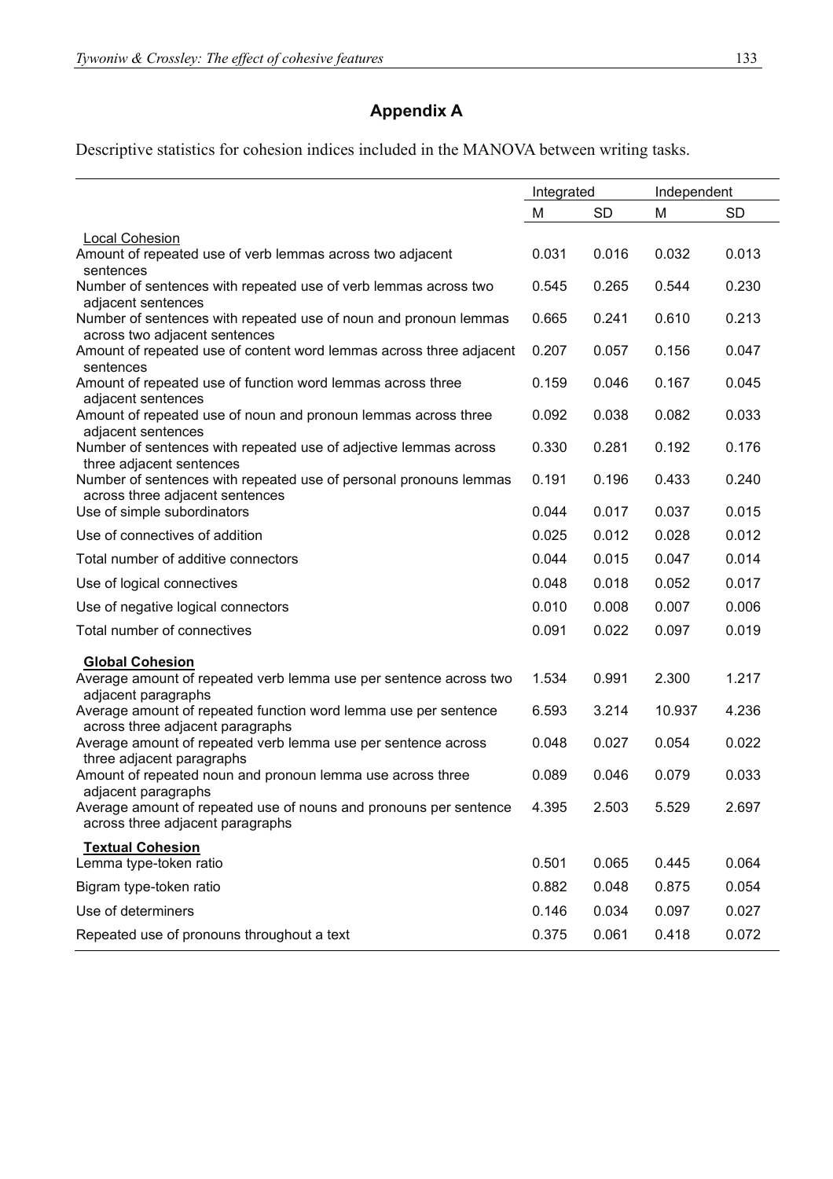## Appendix A

Descriptive statistics for cohesion indices included in the MANOVA between writing tasks.

| | Integrated | | Independent | |
|---|---|---|---|---|
| | M | SD | M | SD |
| **Local Cohesion** | | | | |
| Amount of repeated use of verb lemmas across two adjacent sentences | 0.031 | 0.016 | 0.032 | 0.013 |
| Number of sentences with repeated use of verb lemmas across two adjacent sentences | 0.545 | 0.265 | 0.544 | 0.230 |
| Number of sentences with repeated use of noun and pronoun lemmas across two adjacent sentences | 0.665 | 0.241 | 0.610 | 0.213 |
| Amount of repeated use of content word lemmas across three adjacent sentences | 0.207 | 0.057 | 0.156 | 0.047 |
| Amount of repeated use of function word lemmas across three adjacent sentences | 0.159 | 0.046 | 0.167 | 0.045 |
| Amount of repeated use of noun and pronoun lemmas across three adjacent sentences | 0.092 | 0.038 | 0.082 | 0.033 |
| Number of sentences with repeated use of adjective lemmas across three adjacent sentences | 0.330 | 0.281 | 0.192 | 0.176 |
| Number of sentences with repeated use of personal pronouns lemmas across three adjacent sentences | 0.191 | 0.196 | 0.433 | 0.240 |
| Use of simple subordinators | 0.044 | 0.017 | 0.037 | 0.015 |
| Use of connectives of addition | 0.025 | 0.012 | 0.028 | 0.012 |
| Total number of additive connectors | 0.044 | 0.015 | 0.047 | 0.014 |
| Use of logical connectives | 0.048 | 0.018 | 0.052 | 0.017 |
| Use of negative logical connectors | 0.010 | 0.008 | 0.007 | 0.006 |
| Total number of connectives | 0.091 | 0.022 | 0.097 | 0.019 |
| **Global Cohesion** | | | | |
| Average amount of repeated verb lemma use per sentence across two adjacent paragraphs | 1.534 | 0.991 | 2.300 | 1.217 |
| Average amount of repeated function word lemma use per sentence across three adjacent paragraphs | 6.593 | 3.214 | 10.937 | 4.236 |
| Average amount of repeated verb lemma use per sentence across three adjacent paragraphs | 0.048 | 0.027 | 0.054 | 0.022 |
| Amount of repeated noun and pronoun lemma use across three adjacent paragraphs | 0.089 | 0.046 | 0.079 | 0.033 |
| Average amount of repeated use of nouns and pronouns per sentence across three adjacent paragraphs | 4.395 | 2.503 | 5.529 | 2.697 |
| **Textual Cohesion** | | | | |
| Lemma type-token ratio | 0.501 | 0.065 | 0.445 | 0.064 |
| Bigram type-token ratio | 0.882 | 0.048 | 0.875 | 0.054 |
| Use of determiners | 0.146 | 0.034 | 0.097 | 0.027 |
| Repeated use of pronouns throughout a text | 0.375 | 0.061 | 0.418 | 0.072 |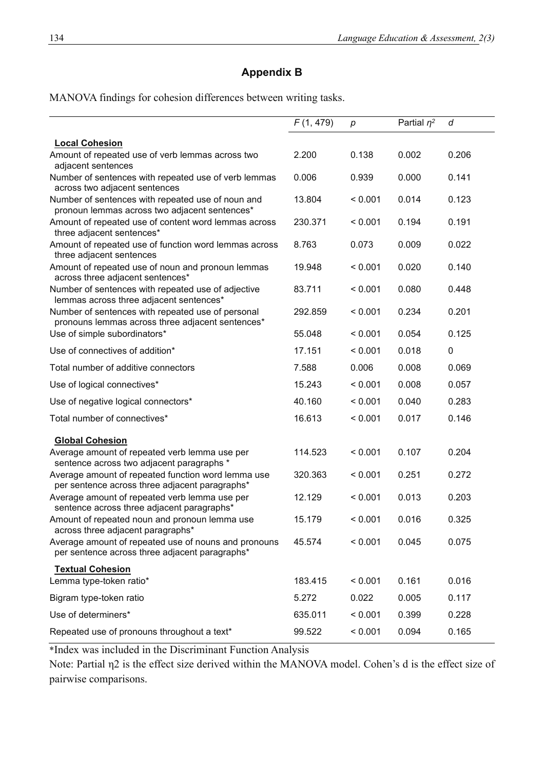## Appendix B

MANOVA findings for cohesion differences between writing tasks.

| | $F$ (1, 479) | $p$ | Partial $\eta^2$ | $d$ |
|---|---|---|---|---|
| **Local Cohesion** | | | | |
| Amount of repeated use of verb lemmas across two adjacent sentences | 2.200 | 0.138 | 0.002 | 0.206 |
| Number of sentences with repeated use of verb lemmas across two adjacent sentences | 0.006 | 0.939 | 0.000 | 0.141 |
| Number of sentences with repeated use of noun and pronoun lemmas across two adjacent sentences* | 13.804 | < 0.001 | 0.014 | 0.123 |
| Amount of repeated use of content word lemmas across three adjacent sentences* | 230.371 | < 0.001 | 0.194 | 0.191 |
| Amount of repeated use of function word lemmas across three adjacent sentences | 8.763 | 0.073 | 0.009 | 0.022 |
| Amount of repeated use of noun and pronoun lemmas across three adjacent sentences* | 19.948 | < 0.001 | 0.020 | 0.140 |
| Number of sentences with repeated use of adjective lemmas across three adjacent sentences* | 83.711 | < 0.001 | 0.080 | 0.448 |
| Number of sentences with repeated use of personal pronouns lemmas across three adjacent sentences* | 292.859 | < 0.001 | 0.234 | 0.201 |
| Use of simple subordinators* | 55.048 | < 0.001 | 0.054 | 0.125 |
| Use of connectives of addition* | 17.151 | < 0.001 | 0.018 | 0 |
| Total number of additive connectors | 7.588 | 0.006 | 0.008 | 0.069 |
| Use of logical connectives* | 15.243 | < 0.001 | 0.008 | 0.057 |
| Use of negative logical connectors* | 40.160 | < 0.001 | 0.040 | 0.283 |
| Total number of connectives* | 16.613 | < 0.001 | 0.017 | 0.146 |
| **Global Cohesion** | | | | |
| Average amount of repeated verb lemma use per sentence across two adjacent paragraphs * | 114.523 | < 0.001 | 0.107 | 0.204 |
| Average amount of repeated function word lemma use per sentence across three adjacent paragraphs* | 320.363 | < 0.001 | 0.251 | 0.272 |
| Average amount of repeated verb lemma use per sentence across three adjacent paragraphs* | 12.129 | < 0.001 | 0.013 | 0.203 |
| Amount of repeated noun and pronoun lemma use across three adjacent paragraphs* | 15.179 | < 0.001 | 0.016 | 0.325 |
| Average amount of repeated use of nouns and pronouns per sentence across three adjacent paragraphs* | 45.574 | < 0.001 | 0.045 | 0.075 |
| **Textual Cohesion** | | | | |
| Lemma type-token ratio* | 183.415 | < 0.001 | 0.161 | 0.016 |
| Bigram type-token ratio | 5.272 | 0.022 | 0.005 | 0.117 |
| Use of determiners* | 635.011 | < 0.001 | 0.399 | 0.228 |
| Repeated use of pronouns throughout a text* | 99.522 | < 0.001 | 0.094 | 0.165 |

*Index was included in the Discriminant Function Analysis

Note: Partial η2 is the effect size derived within the MANOVA model. Cohen's d is the effect size of pairwise comparisons.